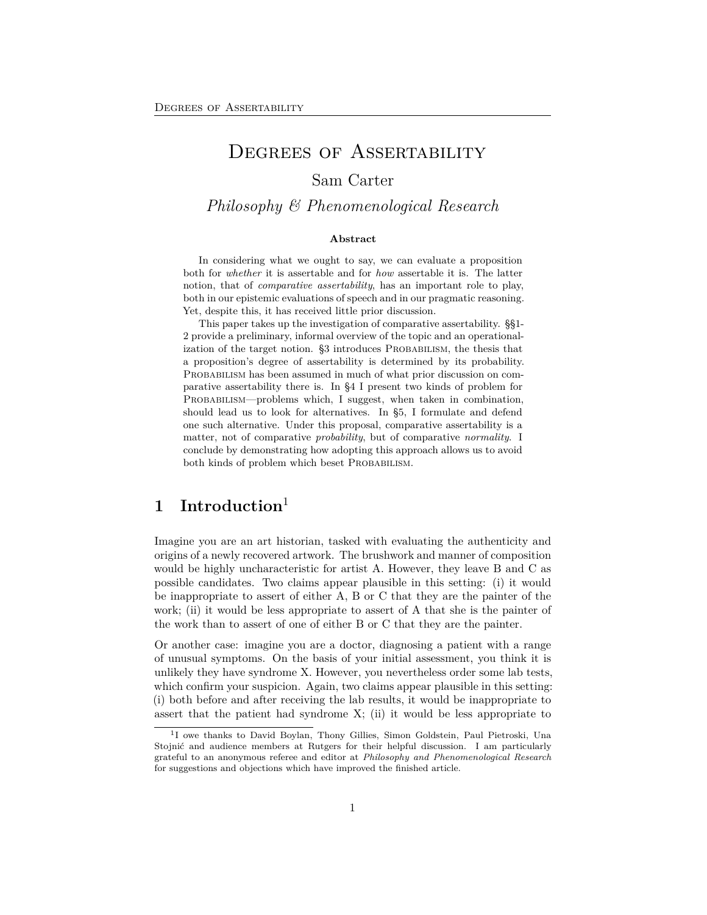# Degrees of Assertability

Sam Carter

*Philosophy & Phenomenological Research*

**Abstract**

In considering what we ought to say, we can evaluate a proposition both for *whether* it is assertable and for *how* assertable it is. The latter notion, that of *comparative assertability*, has an important role to play, both in our epistemic evaluations of speech and in our pragmatic reasoning. Yet, despite this, it has received little prior discussion.

This paper takes up the investigation of comparative assertability. §§1-2 provide a preliminary, informal overview of the topic and an operationalization of the target notion. §3 introduces Probabilism, the thesis that a proposition's degree of assertability is determined by its probability. Probabilism has been assumed in much of what prior discussion on comparative assertability there is. In §4 I present two kinds of problem for Probabilism—problems which, I suggest, when taken in combination, should lead us to look for alternatives. In §5, I formulate and defend one such alternative. Under this proposal, comparative assertability is a matter, not of comparative *probability*, but of comparative *normality*. I conclude by demonstrating how adopting this approach allows us to avoid both kinds of problem which beset Probabilism.

## 1 Introduction[1]

Imagine you are an art historian, tasked with evaluating the authenticity and origins of a newly recovered artwork. The brushwork and manner of composition would be highly uncharacteristic for artist A. However, they leave B and C as possible candidates. Two claims appear plausible in this setting: (i) it would be inappropriate to assert of either A, B or C that they are the painter of the work; (ii) it would be less appropriate to assert of A that she is the painter of the work than to assert of one of either B or C that they are the painter.

Or another case: imagine you are a doctor, diagnosing a patient with a range of unusual symptoms. On the basis of your initial assessment, you think it is unlikely they have syndrome X. However, you nevertheless order some lab tests, which confirm your suspicion. Again, two claims appear plausible in this setting: (i) both before and after receiving the lab results, it would be inappropriate to assert that the patient had syndrome X; (ii) it would be less appropriate to

[1] I owe thanks to David Boylan, Thony Gillies, Simon Goldstein, Paul Pietroski, Una Stojnić and audience members at Rutgers for their helpful discussion. I am particularly grateful to an anonymous referee and editor at *Philosophy and Phenomenological Research* for suggestions and objections which have improved the finished article.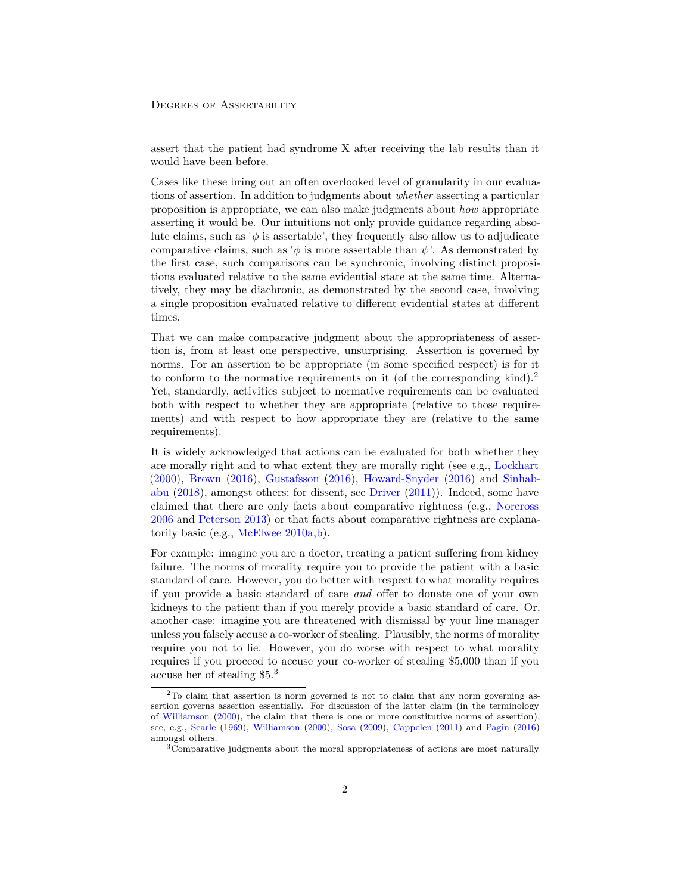assert that the patient had syndrome X after receiving the lab results than it would have been before.

Cases like these bring out an often overlooked level of granularity in our evaluations of assertion. In addition to judgments about *whether* asserting a particular proposition is appropriate, we can also make judgments about *how* appropriate asserting it would be. Our intuitions not only provide guidance regarding absolute claims, such as ⌜$\phi$ is assertable⌝, they frequently also allow us to adjudicate comparative claims, such as ⌜$\phi$ is more assertable than $\psi$⌝. As demonstrated by the first case, such comparisons can be synchronic, involving distinct propositions evaluated relative to the same evidential state at the same time. Alternatively, they may be diachronic, as demonstrated by the second case, involving a single proposition evaluated relative to different evidential states at different times.

That we can make comparative judgment about the appropriateness of assertion is, from at least one perspective, unsurprising. Assertion is governed by norms. For an assertion to be appropriate (in some specified respect) is for it to conform to the normative requirements on it (of the corresponding kind).[2] Yet, standardly, activities subject to normative requirements can be evaluated both with respect to whether they are appropriate (relative to those requirements) and with respect to how appropriate they are (relative to the same requirements).

It is widely acknowledged that actions can be evaluated for both whether they are morally right and to what extent they are morally right (see e.g., Lockhart (2000), Brown (2016), Gustafsson (2016), Howard-Snyder (2016) and Sinhababu (2018), amongst others; for dissent, see Driver (2011)). Indeed, some have claimed that there are only facts about comparative rightness (e.g., Norcross 2006 and Peterson 2013) or that facts about comparative rightness are explanatorily basic (e.g., McElwee 2010a,b).

For example: imagine you are a doctor, treating a patient suffering from kidney failure. The norms of morality require you to provide the patient with a basic standard of care. However, you do better with respect to what morality requires if you provide a basic standard of care *and* offer to donate one of your own kidneys to the patient than if you merely provide a basic standard of care. Or, another case: imagine you are threatened with dismissal by your line manager unless you falsely accuse a co-worker of stealing. Plausibly, the norms of morality require you not to lie. However, you do worse with respect to what morality requires if you proceed to accuse your co-worker of stealing \$5,000 than if you accuse her of stealing \$5.[3]

---

[2] To claim that assertion is norm governed is not to claim that any norm governing assertion governs assertion essentially. For discussion of the latter claim (in the terminology of Williamson (2000), the claim that there is one or more constitutive norms of assertion), see, e.g., Searle (1969), Williamson (2000), Sosa (2009), Cappelen (2011) and Pagin (2016) amongst others.

[3] Comparative judgments about the moral appropriateness of actions are most naturally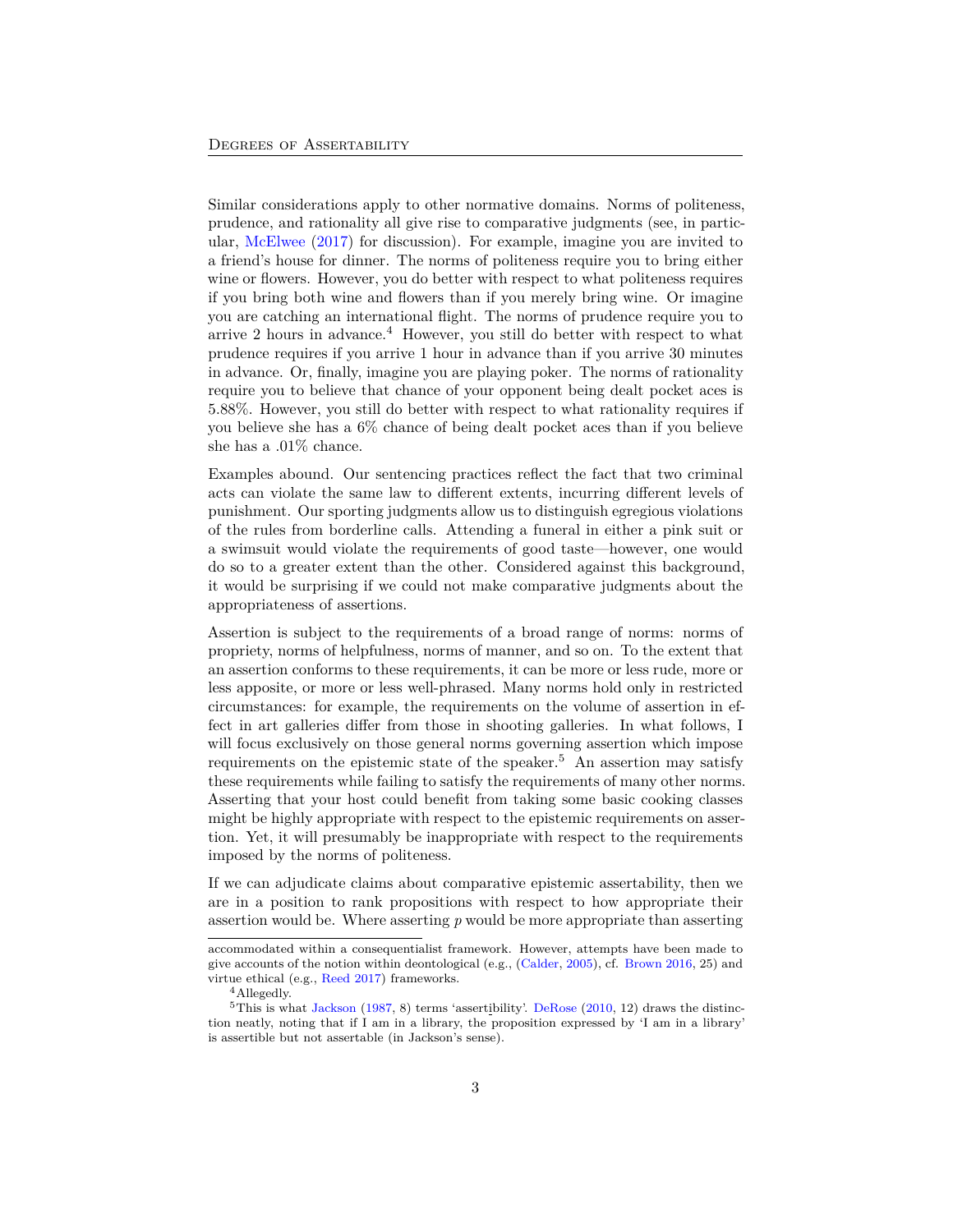Similar considerations apply to other normative domains. Norms of politeness, prudence, and rationality all give rise to comparative judgments (see, in particular, McElwee (2017) for discussion). For example, imagine you are invited to a friend's house for dinner. The norms of politeness require you to bring either wine or flowers. However, you do better with respect to what politeness requires if you bring both wine and flowers than if you merely bring wine. Or imagine you are catching an international flight. The norms of prudence require you to arrive 2 hours in advance.[4] However, you still do better with respect to what prudence requires if you arrive 1 hour in advance than if you arrive 30 minutes in advance. Or, finally, imagine you are playing poker. The norms of rationality require you to believe that chance of your opponent being dealt pocket aces is 5.88%. However, you still do better with respect to what rationality requires if you believe she has a 6% chance of being dealt pocket aces than if you believe she has a .01% chance.

Examples abound. Our sentencing practices reflect the fact that two criminal acts can violate the same law to different extents, incurring different levels of punishment. Our sporting judgments allow us to distinguish egregious violations of the rules from borderline calls. Attending a funeral in either a pink suit or a swimsuit would violate the requirements of good taste—however, one would do so to a greater extent than the other. Considered against this background, it would be surprising if we could not make comparative judgments about the appropriateness of assertions.

Assertion is subject to the requirements of a broad range of norms: norms of propriety, norms of helpfulness, norms of manner, and so on. To the extent that an assertion conforms to these requirements, it can be more or less rude, more or less apposite, or more or less well-phrased. Many norms hold only in restricted circumstances: for example, the requirements on the volume of assertion in effect in art galleries differ from those in shooting galleries. In what follows, I will focus exclusively on those general norms governing assertion which impose requirements on the epistemic state of the speaker.[5] An assertion may satisfy these requirements while failing to satisfy the requirements of many other norms. Asserting that your host could benefit from taking some basic cooking classes might be highly appropriate with respect to the epistemic requirements on assertion. Yet, it will presumably be inappropriate with respect to the requirements imposed by the norms of politeness.

If we can adjudicate claims about comparative epistemic assertability, then we are in a position to rank propositions with respect to how appropriate their assertion would be. Where asserting *p* would be more appropriate than asserting

---

accommodated within a consequentialist framework. However, attempts have been made to give accounts of the notion within deontological (e.g., (Calder, 2005), cf. Brown 2016, 25) and virtue ethical (e.g., Reed 2017) frameworks.

[4] Allegedly.

[5] This is what Jackson (1987, 8) terms 'assert<u>i</u>bility'. DeRose (2010, 12) draws the distinction neatly, noting that if I am in a library, the proposition expressed by 'I am in a library' is assertible but not assertable (in Jackson's sense).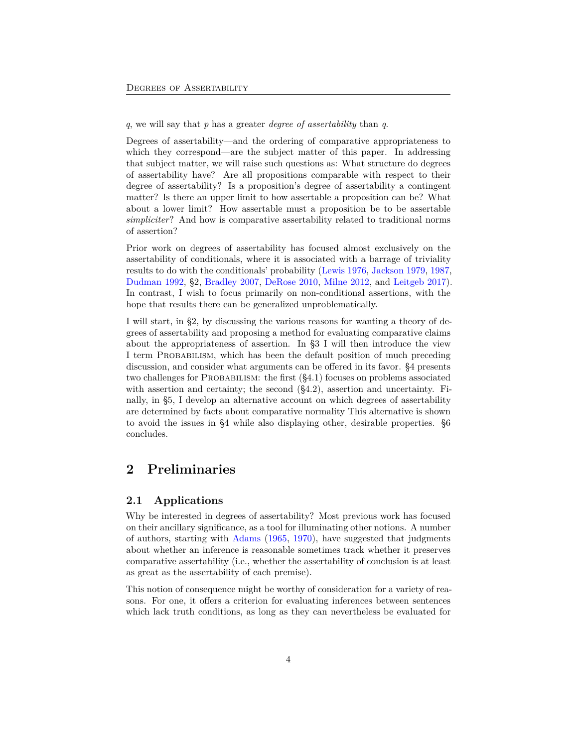$q$, we will say that $p$ has a greater *degree of assertability* than $q$.

Degrees of assertability—and the ordering of comparative appropriateness to which they correspond—are the subject matter of this paper. In addressing that subject matter, we will raise such questions as: What structure do degrees of assertability have? Are all propositions comparable with respect to their degree of assertability? Is a proposition's degree of assertability a contingent matter? Is there an upper limit to how assertable a proposition can be? What about a lower limit? How assertable must a proposition be to be assertable *simpliciter*? And how is comparative assertability related to traditional norms of assertion?

Prior work on degrees of assertability has focused almost exclusively on the assertability of conditionals, where it is associated with a barrage of triviality results to do with the conditionals' probability (Lewis 1976, Jackson 1979, 1987, Dudman 1992, §2, Bradley 2007, DeRose 2010, Milne 2012, and Leitgeb 2017). In contrast, I wish to focus primarily on non-conditional assertions, with the hope that results there can be generalized unproblematically.

I will start, in §2, by discussing the various reasons for wanting a theory of degrees of assertability and proposing a method for evaluating comparative claims about the appropriateness of assertion. In §3 I will then introduce the view I term PROBABILISM, which has been the default position of much preceding discussion, and consider what arguments can be offered in its favor. §4 presents two challenges for PROBABILISM: the first (§4.1) focuses on problems associated with assertion and certainty; the second (§4.2), assertion and uncertainty. Finally, in §5, I develop an alternative account on which degrees of assertability are determined by facts about comparative normality This alternative is shown to avoid the issues in §4 while also displaying other, desirable properties. §6 concludes.

# 2 Preliminaries

## 2.1 Applications

Why be interested in degrees of assertability? Most previous work has focused on their ancillary significance, as a tool for illuminating other notions. A number of authors, starting with Adams (1965, 1970), have suggested that judgments about whether an inference is reasonable sometimes track whether it preserves comparative assertability (i.e., whether the assertability of conclusion is at least as great as the assertability of each premise).

This notion of consequence might be worthy of consideration for a variety of reasons. For one, it offers a criterion for evaluating inferences between sentences which lack truth conditions, as long as they can nevertheless be evaluated for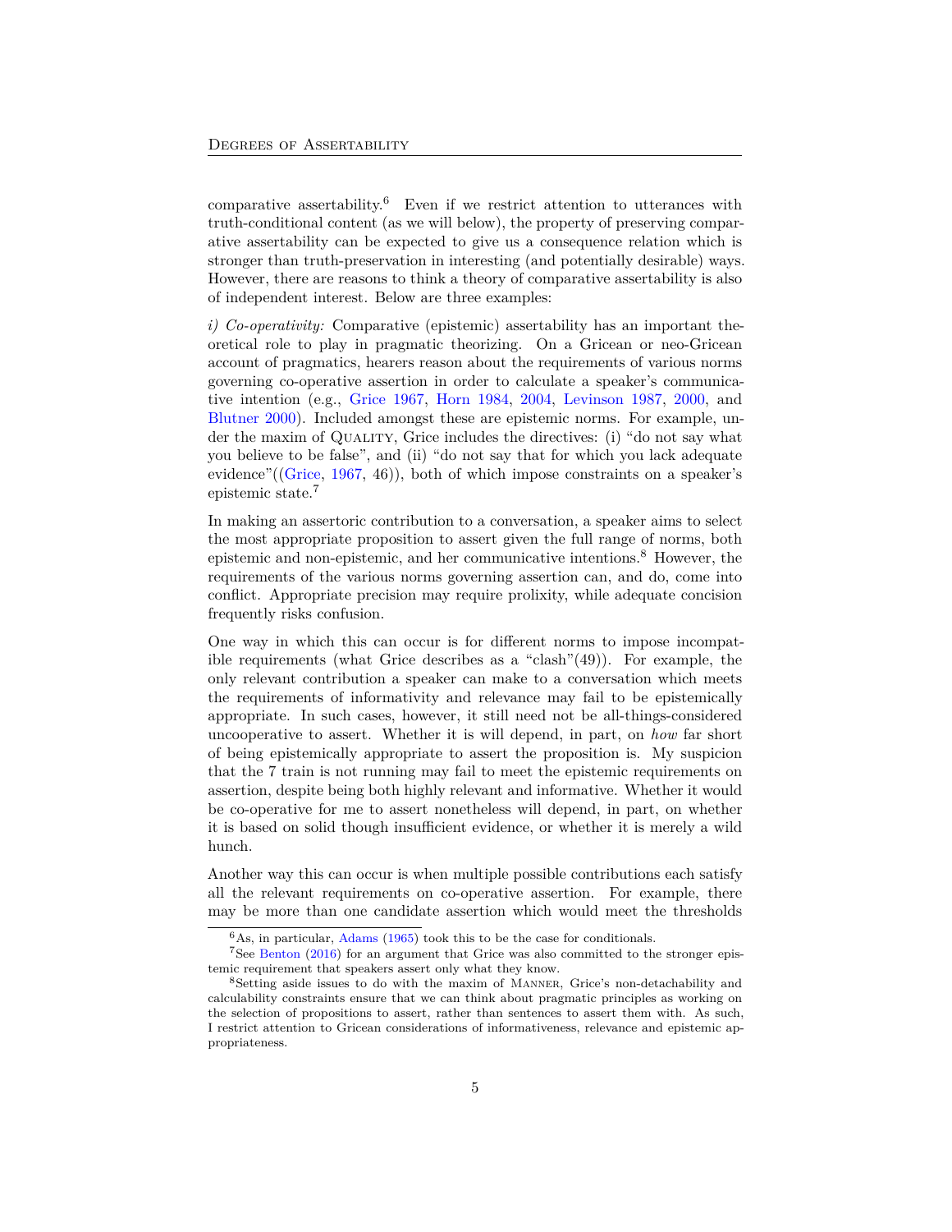comparative assertability.[6] Even if we restrict attention to utterances with truth-conditional content (as we will below), the property of preserving comparative assertability can be expected to give us a consequence relation which is stronger than truth-preservation in interesting (and potentially desirable) ways. However, there are reasons to think a theory of comparative assertability is also of independent interest. Below are three examples:

*i) Co-operativity:* Comparative (epistemic) assertability has an important theoretical role to play in pragmatic theorizing. On a Gricean or neo-Gricean account of pragmatics, hearers reason about the requirements of various norms governing co-operative assertion in order to calculate a speaker's communicative intention (e.g., Grice 1967, Horn 1984, 2004, Levinson 1987, 2000, and Blutner 2000). Included amongst these are epistemic norms. For example, under the maxim of QUALITY, Grice includes the directives: (i) "do not say what you believe to be false", and (ii) "do not say that for which you lack adequate evidence"((Grice, 1967, 46)), both of which impose constraints on a speaker's epistemic state.[7]

In making an assertoric contribution to a conversation, a speaker aims to select the most appropriate proposition to assert given the full range of norms, both epistemic and non-epistemic, and her communicative intentions.[8] However, the requirements of the various norms governing assertion can, and do, come into conflict. Appropriate precision may require prolixity, while adequate concision frequently risks confusion.

One way in which this can occur is for different norms to impose incompatible requirements (what Grice describes as a "clash"(49)). For example, the only relevant contribution a speaker can make to a conversation which meets the requirements of informativity and relevance may fail to be epistemically appropriate. In such cases, however, it still need not be all-things-considered uncooperative to assert. Whether it is will depend, in part, on *how* far short of being epistemically appropriate to assert the proposition is. My suspicion that the 7 train is not running may fail to meet the epistemic requirements on assertion, despite being both highly relevant and informative. Whether it would be co-operative for me to assert nonetheless will depend, in part, on whether it is based on solid though insufficient evidence, or whether it is merely a wild hunch.

Another way this can occur is when multiple possible contributions each satisfy all the relevant requirements on co-operative assertion. For example, there may be more than one candidate assertion which would meet the thresholds

[6] As, in particular, Adams (1965) took this to be the case for conditionals.

[7] See Benton (2016) for an argument that Grice was also committed to the stronger epistemic requirement that speakers assert only what they know.

[8] Setting aside issues to do with the maxim of MANNER, Grice's non-detachability and calculability constraints ensure that we can think about pragmatic principles as working on the selection of propositions to assert, rather than sentences to assert them with. As such, I restrict attention to Gricean considerations of informativeness, relevance and epistemic appropriateness.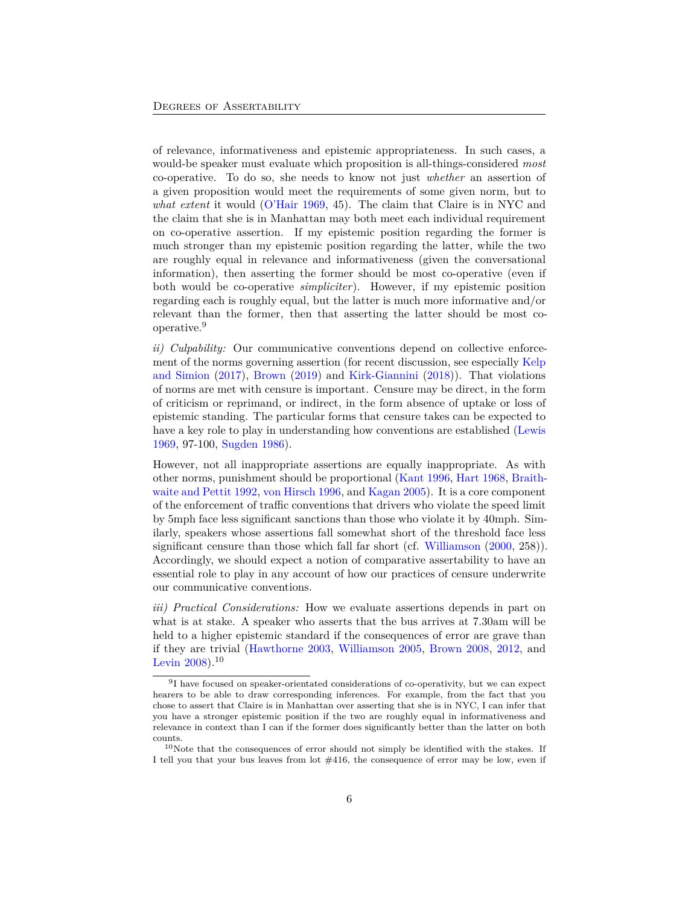of relevance, informativeness and epistemic appropriateness. In such cases, a would-be speaker must evaluate which proposition is all-things-considered *most* co-operative. To do so, she needs to know not just *whether* an assertion of a given proposition would meet the requirements of some given norm, but to *what extent* it would (O'Hair 1969, 45). The claim that Claire is in NYC and the claim that she is in Manhattan may both meet each individual requirement on co-operative assertion. If my epistemic position regarding the former is much stronger than my epistemic position regarding the latter, while the two are roughly equal in relevance and informativeness (given the conversational information), then asserting the former should be most co-operative (even if both would be co-operative *simpliciter*). However, if my epistemic position regarding each is roughly equal, but the latter is much more informative and/or relevant than the former, then that asserting the latter should be most co-operative.[9]

*ii) Culpability:* Our communicative conventions depend on collective enforcement of the norms governing assertion (for recent discussion, see especially Kelp and Simion (2017), Brown (2019) and Kirk-Giannini (2018)). That violations of norms are met with censure is important. Censure may be direct, in the form of criticism or reprimand, or indirect, in the form absence of uptake or loss of epistemic standing. The particular forms that censure takes can be expected to have a key role to play in understanding how conventions are established (Lewis 1969, 97-100, Sugden 1986).

However, not all inappropriate assertions are equally inappropriate. As with other norms, punishment should be proportional (Kant 1996, Hart 1968, Braithwaite and Pettit 1992, von Hirsch 1996, and Kagan 2005). It is a core component of the enforcement of traffic conventions that drivers who violate the speed limit by 5mph face less significant sanctions than those who violate it by 40mph. Similarly, speakers whose assertions fall somewhat short of the threshold face less significant censure than those which fall far short (cf. Williamson (2000, 258)). Accordingly, we should expect a notion of comparative assertability to have an essential role to play in any account of how our practices of censure underwrite our communicative conventions.

*iii) Practical Considerations:* How we evaluate assertions depends in part on what is at stake. A speaker who asserts that the bus arrives at 7.30am will be held to a higher epistemic standard if the consequences of error are grave than if they are trivial (Hawthorne 2003, Williamson 2005, Brown 2008, 2012, and Levin 2008).[10]

---

[9] I have focused on speaker-orientated considerations of co-operativity, but we can expect hearers to be able to draw corresponding inferences. For example, from the fact that you chose to assert that Claire is in Manhattan over asserting that she is in NYC, I can infer that you have a stronger epistemic position if the two are roughly equal in informativeness and relevance in context than I can if the former does significantly better than the latter on both counts.

[10] Note that the consequences of error should not simply be identified with the stakes. If I tell you that your bus leaves from lot #416, the consequence of error may be low, even if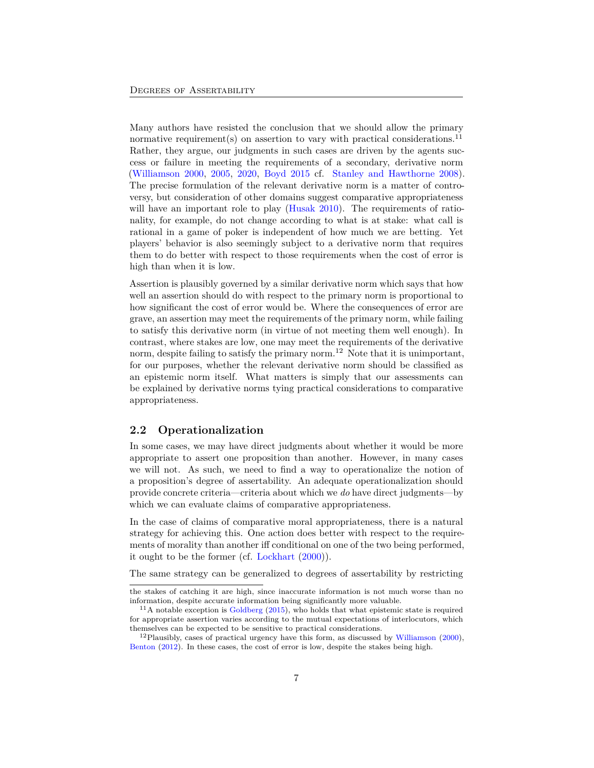Many authors have resisted the conclusion that we should allow the primary normative requirement(s) on assertion to vary with practical considerations.[11] Rather, they argue, our judgments in such cases are driven by the agents success or failure in meeting the requirements of a secondary, derivative norm (Williamson 2000, 2005, 2020, Boyd 2015 cf. Stanley and Hawthorne 2008). The precise formulation of the relevant derivative norm is a matter of controversy, but consideration of other domains suggest comparative appropriateness will have an important role to play (Husak 2010). The requirements of rationality, for example, do not change according to what is at stake: what call is rational in a game of poker is independent of how much we are betting. Yet players' behavior is also seemingly subject to a derivative norm that requires them to do better with respect to those requirements when the cost of error is high than when it is low.

Assertion is plausibly governed by a similar derivative norm which says that how well an assertion should do with respect to the primary norm is proportional to how significant the cost of error would be. Where the consequences of error are grave, an assertion may meet the requirements of the primary norm, while failing to satisfy this derivative norm (in virtue of not meeting them well enough). In contrast, where stakes are low, one may meet the requirements of the derivative norm, despite failing to satisfy the primary norm.[12] Note that it is unimportant, for our purposes, whether the relevant derivative norm should be classified as an epistemic norm itself. What matters is simply that our assessments can be explained by derivative norms tying practical considerations to comparative appropriateness.

## 2.2 Operationalization

In some cases, we may have direct judgments about whether it would be more appropriate to assert one proposition than another. However, in many cases we will not. As such, we need to find a way to operationalize the notion of a proposition's degree of assertability. An adequate operationalization should provide concrete criteria—criteria about which we *do* have direct judgments—by which we can evaluate claims of comparative appropriateness.

In the case of claims of comparative moral appropriateness, there is a natural strategy for achieving this. One action does better with respect to the requirements of morality than another iff conditional on one of the two being performed, it ought to be the former (cf. Lockhart (2000)).

The same strategy can be generalized to degrees of assertability by restricting

---

the stakes of catching it are high, since inaccurate information is not much worse than no information, despite accurate information being significantly more valuable.

[11] A notable exception is Goldberg (2015), who holds that what epistemic state is required for appropriate assertion varies according to the mutual expectations of interlocutors, which themselves can be expected to be sensitive to practical considerations.

[12] Plausibly, cases of practical urgency have this form, as discussed by Williamson (2000), Benton (2012). In these cases, the cost of error is low, despite the stakes being high.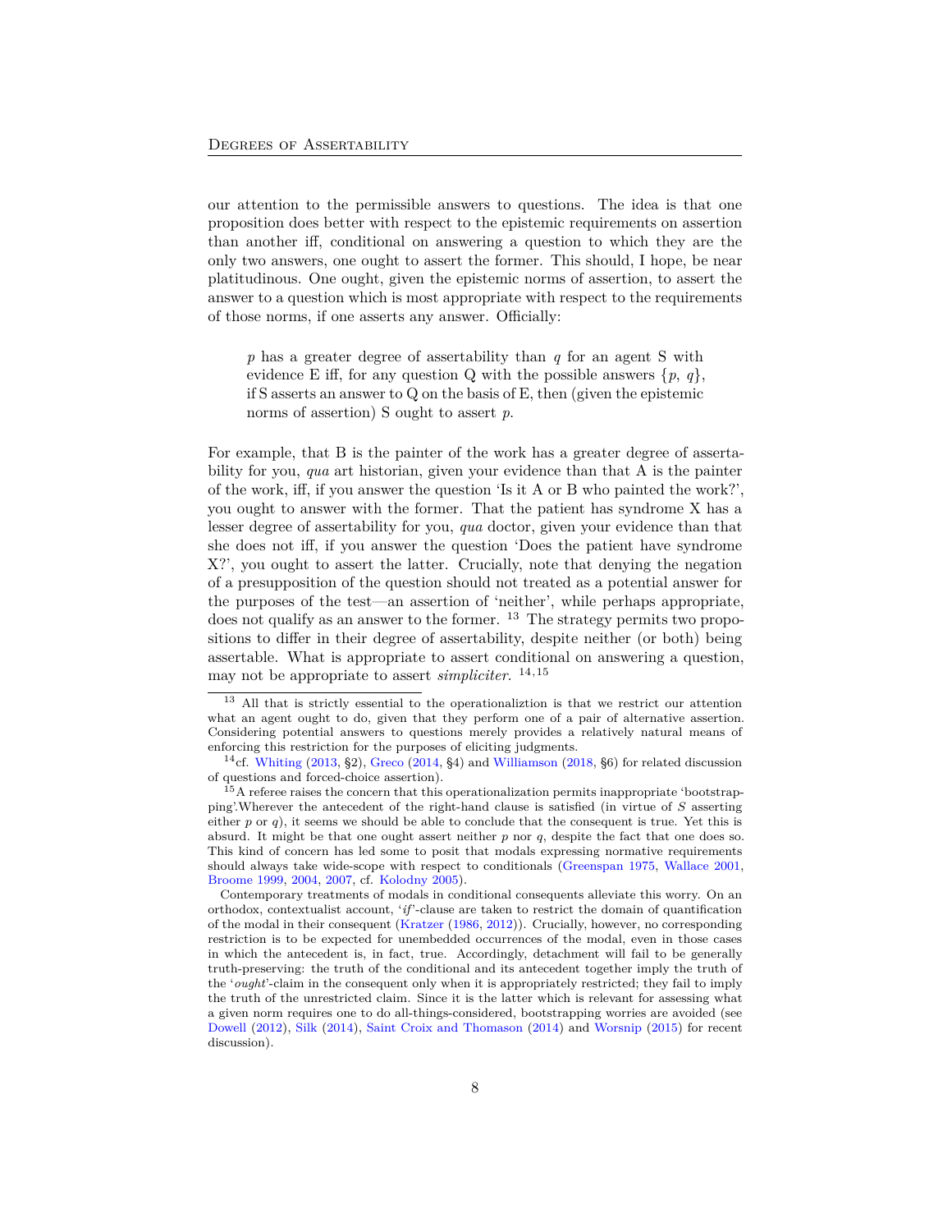our attention to the permissible answers to questions. The idea is that one proposition does better with respect to the epistemic requirements on assertion than another iff, conditional on answering a question to which they are the only two answers, one ought to assert the former. This should, I hope, be near platitudinous. One ought, given the epistemic norms of assertion, to assert the answer to a question which is most appropriate with respect to the requirements of those norms, if one asserts any answer. Officially:

> $p$ has a greater degree of assertability than $q$ for an agent S with evidence E iff, for any question Q with the possible answers $\{p, q\}$, if S asserts an answer to Q on the basis of E, then (given the epistemic norms of assertion) S ought to assert $p$.

For example, that B is the painter of the work has a greater degree of assertability for you, *qua* art historian, given your evidence than that A is the painter of the work, iff, if you answer the question 'Is it A or B who painted the work?', you ought to answer with the former. That the patient has syndrome X has a lesser degree of assertability for you, *qua* doctor, given your evidence than that she does not iff, if you answer the question 'Does the patient have syndrome X?', you ought to assert the latter. Crucially, note that denying the negation of a presupposition of the question should not treated as a potential answer for the purposes of the test—an assertion of 'neither', while perhaps appropriate, does not qualify as an answer to the former. [13] The strategy permits two propositions to differ in their degree of assertability, despite neither (or both) being assertable. What is appropriate to assert conditional on answering a question, may not be appropriate to assert *simpliciter*. [14,15]

---

[13] All that is strictly essential to the operationaliztion is that we restrict our attention what an agent ought to do, given that they perform one of a pair of alternative assertion. Considering potential answers to questions merely provides a relatively natural means of enforcing this restriction for the purposes of eliciting judgments.

[14] cf. Whiting (2013, §2), Greco (2014, §4) and Williamson (2018, §6) for related discussion of questions and forced-choice assertion).

[15] A referee raises the concern that this operationalization permits inappropriate 'bootstrapping'.Wherever the antecedent of the right-handed clause is satisfied (in virtue of $S$ asserting either $p$ or $q$), it seems we should be able to conclude that the consequent is true. Yet this is absurd. It might be that one ought assert neither $p$ nor $q$, despite the fact that one does so. This kind of concern has led some to posit that modals expressing normative requirements should always take wide-scope with respect to conditionals (Greenspan 1975, Wallace 2001, Broome 1999, 2004, 2007, cf. Kolodny 2005).

Contemporary treatments of modals in conditional consequents alleviate this worry. On an orthodox, contextualist account, '*if*'-clause are taken to restrict the domain of quantification of the modal in their consequent (Kratzer (1986, 2012)). Crucially, however, no corresponding restriction is to be expected for unembedded occurrences of the modal, even in those cases in which the antecedent is, in fact, true. Accordingly, detachment will fail to be generally truth-preserving: the truth of the conditional and its antecedent together imply the truth of the '*ought*'-claim in the consequent only when it is appropriately restricted; they fail to imply the truth of the unrestricted claim. Since it is the latter which is relevant for assessing what a given norm requires one to do all-things-considered, bootstrapping worries are avoided (see Dowell (2012), Silk (2014), Saint Croix and Thomason (2014) and Worsnip (2015) for recent discussion).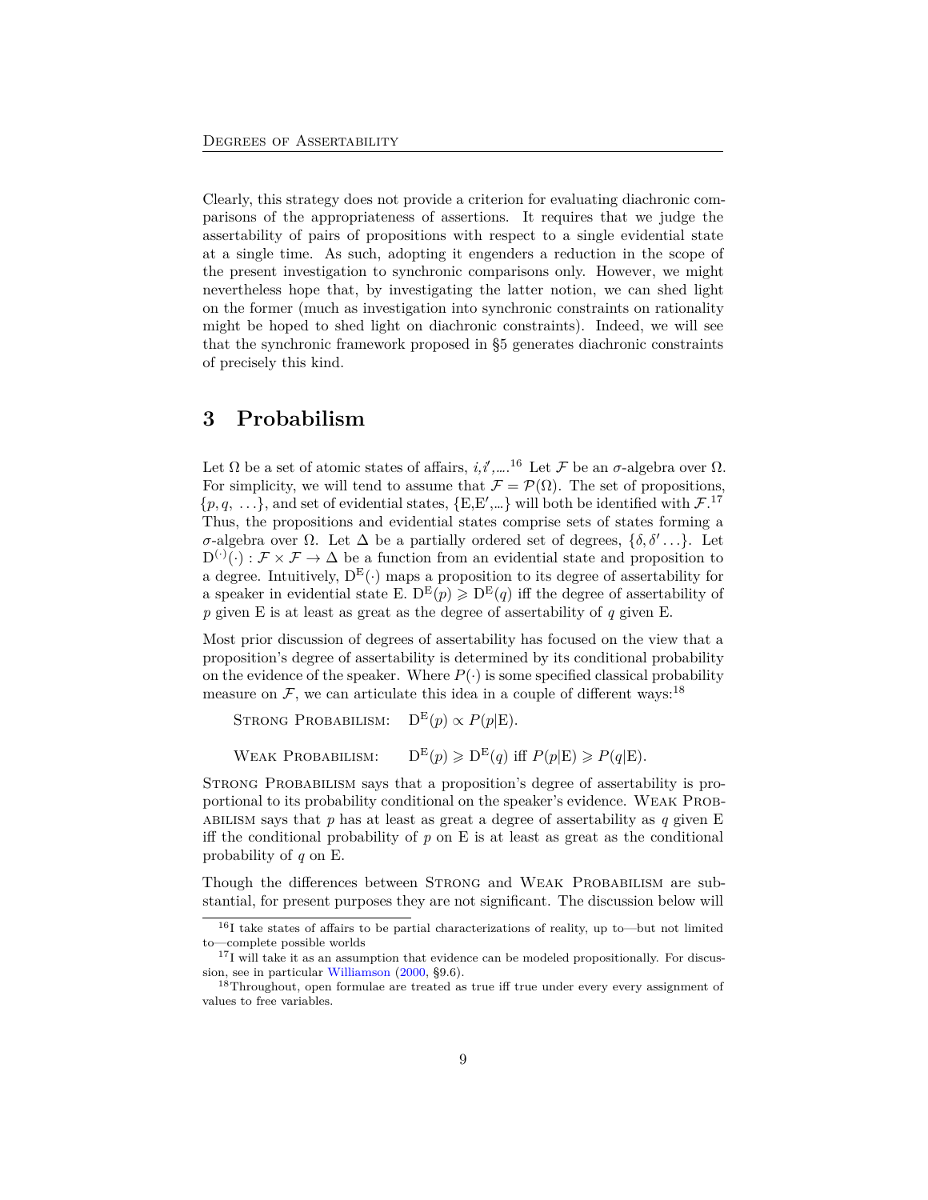Clearly, this strategy does not provide a criterion for evaluating diachronic comparisons of the appropriateness of assertions. It requires that we judge the assertability of pairs of propositions with respect to a single evidential state at a single time. As such, adopting it engenders a reduction in the scope of the present investigation to synchronic comparisons only. However, we might nevertheless hope that, by investigating the latter notion, we can shed light on the former (much as investigation into synchronic constraints on rationality might be hoped to shed light on diachronic constraints). Indeed, we will see that the synchronic framework proposed in §5 generates diachronic constraints of precisely this kind.

## 3 Probabilism

Let $\Omega$ be a set of atomic states of affairs, $i, i', \ldots$.[16] Let $\mathcal{F}$ be an $\sigma$-algebra over $\Omega$. For simplicity, we will tend to assume that $\mathcal{F} = \mathcal{P}(\Omega)$. The set of propositions, $\{p, q, \ \ldots\}$, and set of evidential states, $\{\mathrm{E}, \mathrm{E}', \ldots\}$ will both be identified with $\mathcal{F}$.[17] Thus, the propositions and evidential states comprise sets of states forming a $\sigma$-algebra over $\Omega$. Let $\Delta$ be a partially ordered set of degrees, $\{\delta, \delta' \ldots\}$. Let $\mathrm{D}^{(\cdot)}(\cdot) : \mathcal{F} \times \mathcal{F} \to \Delta$ be a function from an evidential state and proposition to a degree. Intuitively, $\mathrm{D}^{\mathrm{E}}(\cdot)$ maps a proposition to its degree of assertability for a speaker in evidential state E. $\mathrm{D}^{\mathrm{E}}(p) \geqslant \mathrm{D}^{\mathrm{E}}(q)$ iff the degree of assertability of $p$ given E is at least as great as the degree of assertability of $q$ given E.

Most prior discussion of degrees of assertability has focused on the view that a proposition's degree of assertability is determined by its conditional probability on the evidence of the speaker. Where $P(\cdot)$ is some specified classical probability measure on $\mathcal{F}$, we can articulate this idea in a couple of different ways:[18]

Strong Probabilism: $\mathrm{D}^{\mathrm{E}}(p) \propto P(p|\mathrm{E})$.

Weak Probabilism: $\mathrm{D}^{\mathrm{E}}(p) \geqslant \mathrm{D}^{\mathrm{E}}(q)$ iff $P(p|\mathrm{E}) \geqslant P(q|\mathrm{E})$.

Strong Probabilism says that a proposition's degree of assertability is proportional to its probability conditional on the speaker's evidence. Weak Probabilism says that $p$ has at least as great a degree of assertability as $q$ given E iff the conditional probability of $p$ on E is at least as great as the conditional probability of $q$ on E.

Though the differences between Strong and Weak Probabilism are substantial, for present purposes they are not significant. The discussion below will

[16] I take states of affairs to be partial characterizations of reality, up to—but not limited to—complete possible worlds

[17] I will take it as an assumption that evidence can be modeled propositionally. For discussion, see in particular Williamson (2000, §9.6).

[18] Throughout, open formulae are treated as true iff true under every every assignment of values to free variables.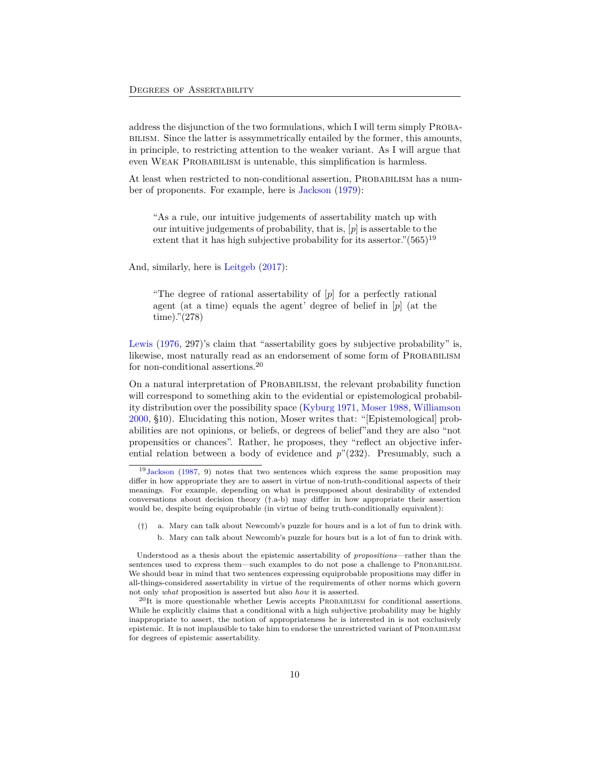address the disjunction of the two formulations, which I will term simply Probabilism. Since the latter is assymmetrically entailed by the former, this amounts, in principle, to restricting attention to the weaker variant. As I will argue that even Weak Probabilism is untenable, this simplification is harmless.

At least when restricted to non-conditional assertion, Probabilism has a number of proponents. For example, here is Jackson (1979):

> "As a rule, our intuitive judgements of assertability match up with our intuitive judgements of probability, that is, [*p*] is assertable to the extent that it has high subjective probability for its assertor."(565)[19]

And, similarly, here is Leitgeb (2017):

> "The degree of rational assertability of [*p*] for a perfectly rational agent (at a time) equals the agent' degree of belief in [*p*] (at the time)."(278)

Lewis (1976, 297)'s claim that "assertability goes by subjective probability" is, likewise, most naturally read as an endorsement of some form of Probabilism for non-conditional assertions.[20]

On a natural interpretation of Probabilism, the relevant probability function will correspond to something akin to the evidential or epistemological probability distribution over the possibility space (Kyburg 1971, Moser 1988, Williamson 2000, §10). Elucidating this notion, Moser writes that: "[Epistemological] probabilities are not opinions, or beliefs, or degrees of belief"and they are also "not propensities or chances". Rather, he proposes, they "reflect an objective inferential relation between a body of evidence and *p*"(232). Presumably, such a

---

[19] Jackson (1987, 9) notes that two sentences which express the same proposition may differ in how appropriate they are to assert in virtue of non-truth-conditional aspects of their meanings. For example, depending on what is presupposed about desirability of extended conversations about decision theory (†.a-b) may differ in how appropriate their assertion would be, despite being equiprobable (in virtue of being truth-conditionally equivalent):

(†) a. Mary can talk about Newcomb's puzzle for hours and is a lot of fun to drink with.
b. Mary can talk about Newcomb's puzzle for hours but is a lot of fun to drink with.

Understood as a thesis about the epistemic assertability of *propositions*—rather than the sentences used to express them—such examples to do not pose a challenge to Probabilism. We should bear in mind that two sentences expressing equiprobable propositions may differ in all-things-considered assertability in virtue of the requirements of other norms which govern not only *what* proposition is asserted but also *how* it is asserted.

[20] It is more questionable whether Lewis accepts Probabilism for conditional assertions. While he explicitly claims that a conditional with a high subjective probability may be highly inappropriate to assert, the notion of appropriateness he is interested in is not exclusively epistemic. It is not implausible to take him to endorse the unrestricted variant of Probabilism for degrees of epistemic assertability.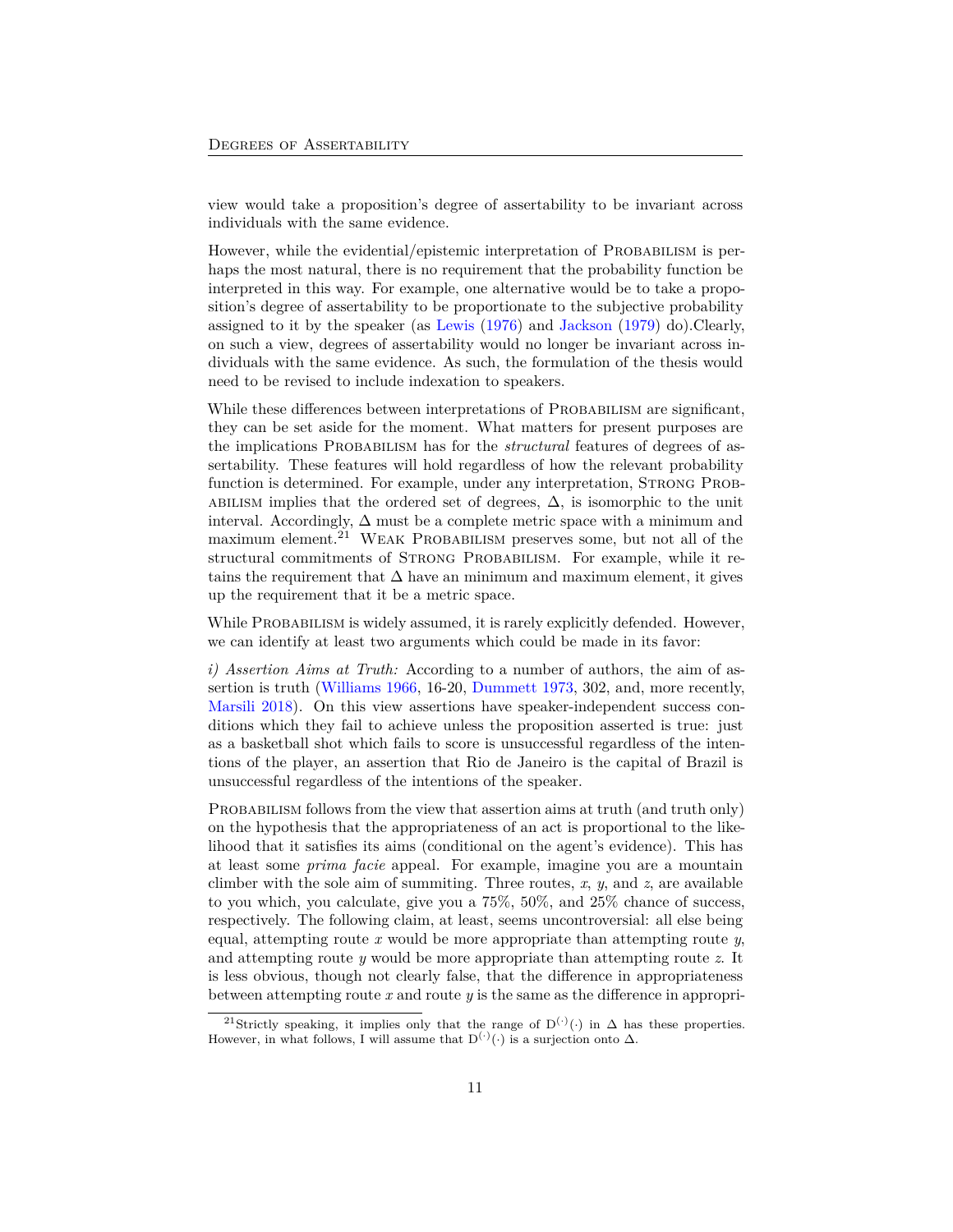view would take a proposition's degree of assertability to be invariant across individuals with the same evidence.

However, while the evidential/epistemic interpretation of Probabilism is perhaps the most natural, there is no requirement that the probability function be interpreted in this way. For example, one alternative would be to take a proposition's degree of assertability to be proportionate to the subjective probability assigned to it by the speaker (as Lewis (1976) and Jackson (1979) do).Clearly, on such a view, degrees of assertability would no longer be invariant across individuals with the same evidence. As such, the formulation of the thesis would need to be revised to include indexation to speakers.

While these differences between interpretations of Probabilism are significant, they can be set aside for the moment. What matters for present purposes are the implications Probabilism has for the *structural* features of degrees of assertability. These features will hold regardless of how the relevant probability function is determined. For example, under any interpretation, Strong Probabilism implies that the ordered set of degrees, $\Delta$, is isomorphic to the unit interval. Accordingly, $\Delta$ must be a complete metric space with a minimum and maximum element.[21] Weak Probabilism preserves some, but not all of the structural commitments of Strong Probabilism. For example, while it retains the requirement that $\Delta$ have an minimum and maximum element, it gives up the requirement that it be a metric space.

While Probabilism is widely assumed, it is rarely explicitly defended. However, we can identify at least two arguments which could be made in its favor:

*i) Assertion Aims at Truth:* According to a number of authors, the aim of assertion is truth (Williams 1966, 16-20, Dummett 1973, 302, and, more recently, Marsili 2018). On this view assertions have speaker-independent success conditions which they fail to achieve unless the proposition asserted is true: just as a basketball shot which fails to score is unsuccessful regardless of the intentions of the player, an assertion that Rio de Janeiro is the capital of Brazil is unsuccessful regardless of the intentions of the speaker.

Probabilism follows from the view that assertion aims at truth (and truth only) on the hypothesis that the appropriateness of an act is proportional to the likelihood that it satisfies its aims (conditional on the agent's evidence). This has at least some *prima facie* appeal. For example, imagine you are a mountain climber with the sole aim of summiting. Three routes, $x$, $y$, and $z$, are available to you which, you calculate, give you a 75%, 50%, and 25% chance of success, respectively. The following claim, at least, seems uncontroversial: all else being equal, attempting route $x$ would be more appropriate than attempting route $y$, and attempting route $y$ would be more appropriate than attempting route $z$. It is less obvious, though not clearly false, that the difference in appropriateness between attempting route $x$ and route $y$ is the same as the difference in appropri-

[21] Strictly speaking, it implies only that the range of $\mathrm{D}^{(\cdot)}(\cdot)$ in $\Delta$ has these properties. However, in what follows, I will assume that $\mathrm{D}^{(\cdot)}(\cdot)$ is a surjection onto $\Delta$.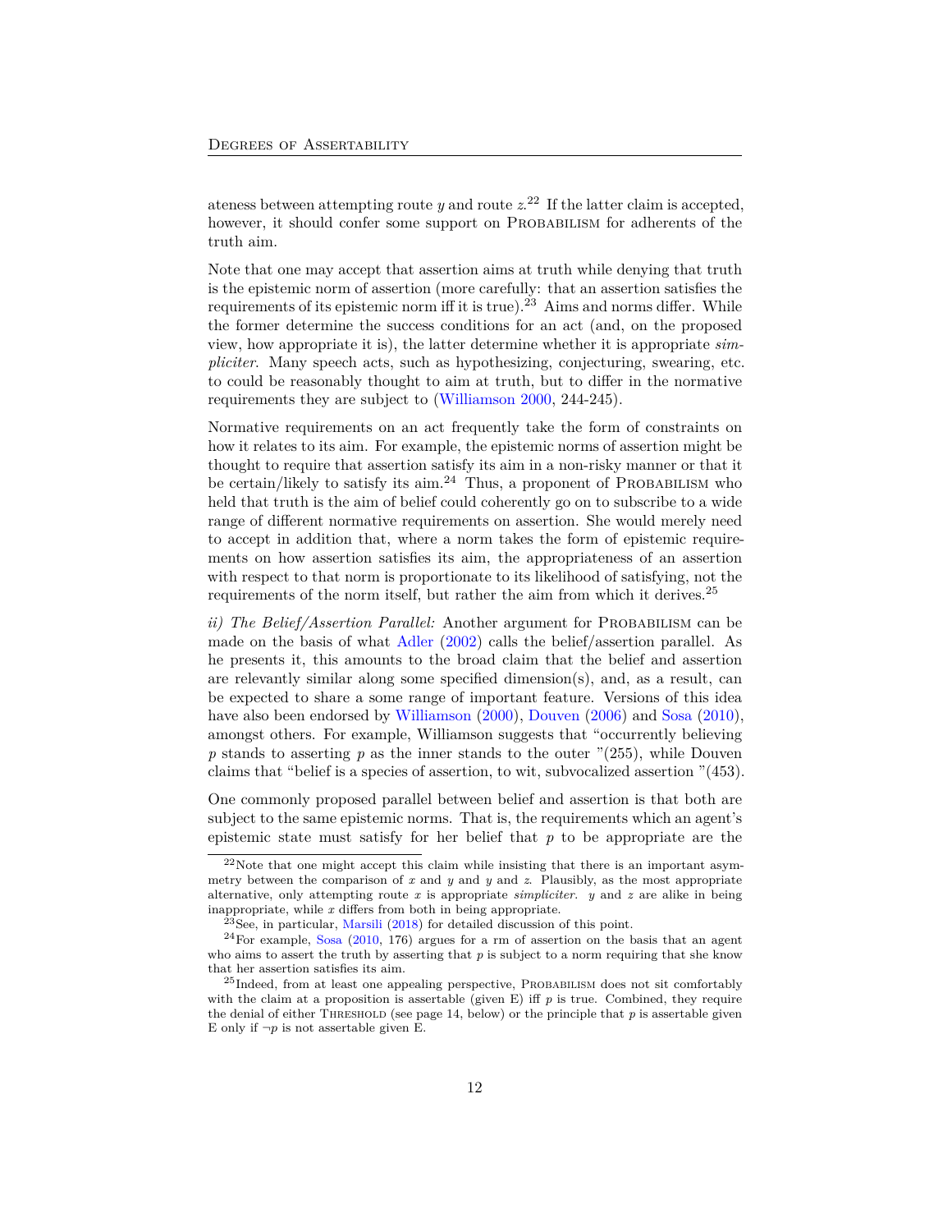ateness between attempting route $y$ and route $z$.[22] If the latter claim is accepted, however, it should confer some support on PROBABILISM for adherents of the truth aim.

Note that one may accept that assertion aims at truth while denying that truth is the epistemic norm of assertion (more carefully: that an assertion satisfies the requirements of its epistemic norm iff it is true).[23] Aims and norms differ. While the former determine the success conditions for an act (and, on the proposed view, how appropriate it is), the latter determine whether it is appropriate *simpliciter*. Many speech acts, such as hypothesizing, conjecturing, swearing, etc. to could be reasonably thought to aim at truth, but to differ in the normative requirements they are subject to (Williamson 2000, 244-245).

Normative requirements on an act frequently take the form of constraints on how it relates to its aim. For example, the epistemic norms of assertion might be thought to require that assertion satisfy its aim in a non-risky manner or that it be certain/likely to satisfy its aim.[24] Thus, a proponent of PROBABILISM who held that truth is the aim of belief could coherently go on to subscribe to a wide range of different normative requirements on assertion. She would merely need to accept in addition that, where a norm takes the form of epistemic requirements on how assertion satisfies its aim, the appropriateness of an assertion with respect to that norm is proportionate to its likelihood of satisfying, not the requirements of the norm itself, but rather the aim from which it derives.[25]

*ii) The Belief/Assertion Parallel:* Another argument for PROBABILISM can be made on the basis of what Adler (2002) calls the belief/assertion parallel. As he presents it, this amounts to the broad claim that the belief and assertion are relevantly similar along some specified dimension(s), and, as a result, can be expected to share a some range of important feature. Versions of this idea have also been endorsed by Williamson (2000), Douven (2006) and Sosa (2010), amongst others. For example, Williamson suggests that "occurrently believing $p$ stands to asserting $p$ as the inner stands to the outer "(255), while Douven claims that "belief is a species of assertion, to wit, subvocalized assertion "(453).

One commonly proposed parallel between belief and assertion is that both are subject to the same epistemic norms. That is, the requirements which an agent's epistemic state must satisfy for her belief that $p$ to be appropriate are the

[22] Note that one might accept this claim while insisting that there is an important asymmetry between the comparison of $x$ and $y$ and $y$ and $z$. Plausibly, as the most appropriate alternative, only attempting route $x$ is appropriate *simpliciter*. $y$ and $z$ are alike in being inappropriate, while $x$ differs from both in being appropriate.

[23] See, in particular, Marsili (2018) for detailed discussion of this point.

[24] For example, Sosa (2010, 176) argues for a rm of assertion on the basis that an agent who aims to assert the truth by asserting that $p$ is subject to a norm requiring that she know that her assertion satisfies its aim.

[25] Indeed, from at least one appealing perspective, PROBABILISM does not sit comfortably with the claim at a proposition is assertable (given E) iff $p$ is true. Combined, they require the denial of either THRESHOLD (see page 14, below) or the principle that $p$ is assertable given E only if $\neg p$ is not assertable given E.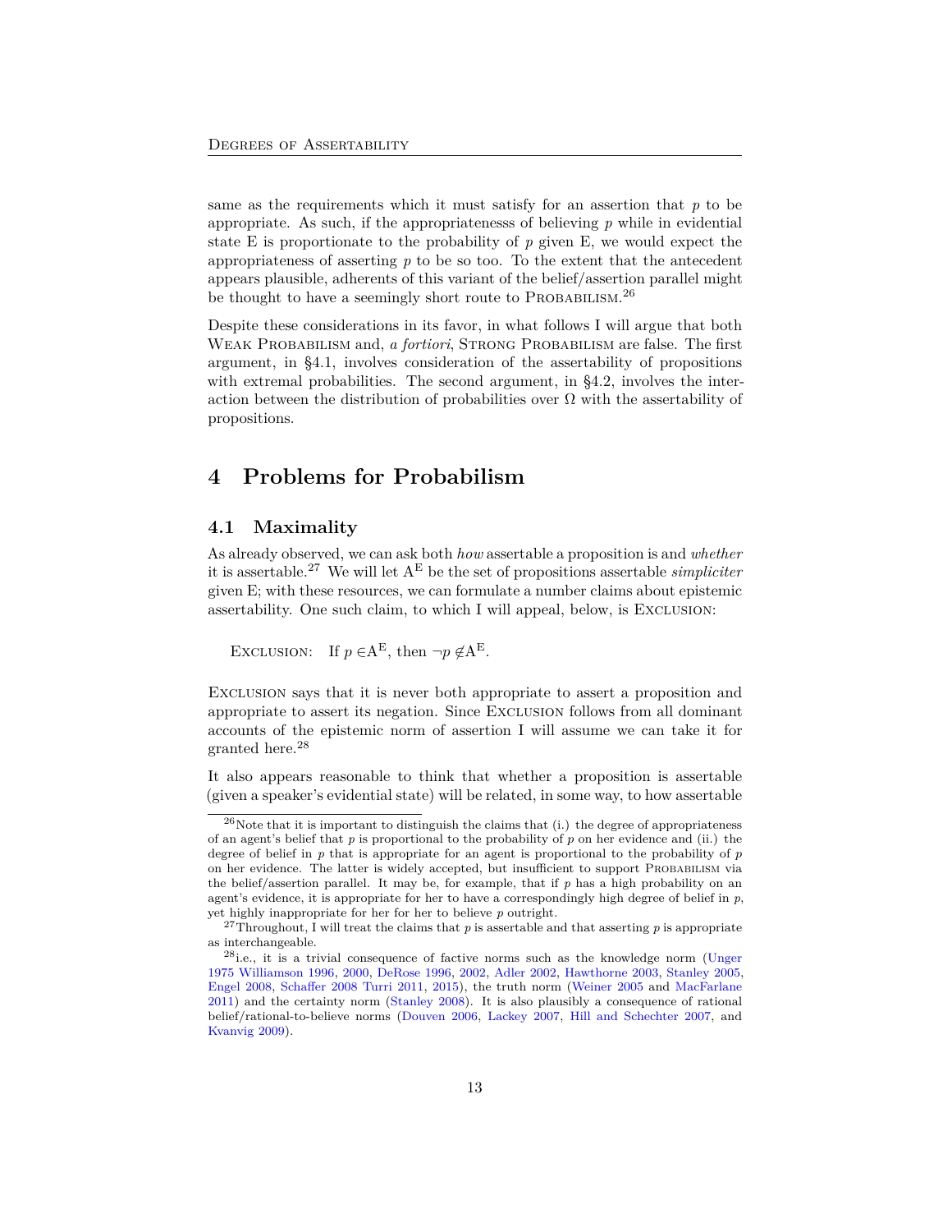same as the requirements which it must satisfy for an assertion that $p$ to be appropriate. As such, if the appropriatenesss of believing $p$ while in evidential state E is proportionate to the probability of $p$ given E, we would expect the appropriateness of asserting $p$ to be so too. To the extent that the antecedent appears plausible, adherents of this variant of the belief/assertion parallel might be thought to have a seemingly short route to PROBABILISM.[26]

Despite these considerations in its favor, in what follows I will argue that both WEAK PROBABILISM and, *a fortiori*, STRONG PROBABILISM are false. The first argument, in §4.1, involves consideration of the assertability of propositions with extremal probabilities. The second argument, in §4.2, involves the interaction between the distribution of probabilities over $\Omega$ with the assertability of propositions.

# 4 Problems for Probabilism

## 4.1 Maximality

As already observed, we can ask both *how* assertable a proposition is and *whether* it is assertable.[27] We will let $\mathrm{A}^{\mathrm{E}}$ be the set of propositions assertable *simpliciter* given E; with these resources, we can formulate a number claims about epistemic assertability. One such claim, to which I will appeal, below, is EXCLUSION:

EXCLUSION: If $p \in \mathrm{A}^{\mathrm{E}}$, then $\neg p \notin \mathrm{A}^{\mathrm{E}}$.

EXCLUSION says that it is never both appropriate to assert a proposition and appropriate to assert its negation. Since EXCLUSION follows from all dominant accounts of the epistemic norm of assertion I will assume we can take it for granted here.[28]

It also appears reasonable to think that whether a proposition is assertable (given a speaker's evidential state) will be related, in some way, to how assertable

[26] Note that it is important to distinguish the claims that (i.) the degree of appropriateness of an agent's belief that $p$ is proportional to the probability of $p$ on her evidence and (ii.) the degree of belief in $p$ that is appropriate for an agent is proportional to the probability of $p$ on her evidence. The latter is widely accepted, but insufficient to support PROBABILISM via the belief/assertion parallel. It may be, for example, that if $p$ has a high probability on an agent's evidence, it is appropriate for her to have a correspondingly high degree of belief in $p$, yet highly inappropriate for her for her to believe $p$ outright.

[27] Throughout, I will treat the claims that $p$ is assertable and that asserting $p$ is appropriate as interchangeable.

[28] i.e., it is a trivial consequence of factive norms such as the knowledge norm (Unger 1975 Williamson 1996, 2000, DeRose 1996, 2002, Adler 2002, Hawthorne 2003, Stanley 2005, Engel 2008, Schaffer 2008 Turri 2011, 2015), the truth norm (Weiner 2005 and MacFarlane 2011) and the certainty norm (Stanley 2008). It is also plausibly a consequence of rational belief/rational-to-believe norms (Douven 2006, Lackey 2007, Hill and Schechter 2007, and Kvanvig 2009).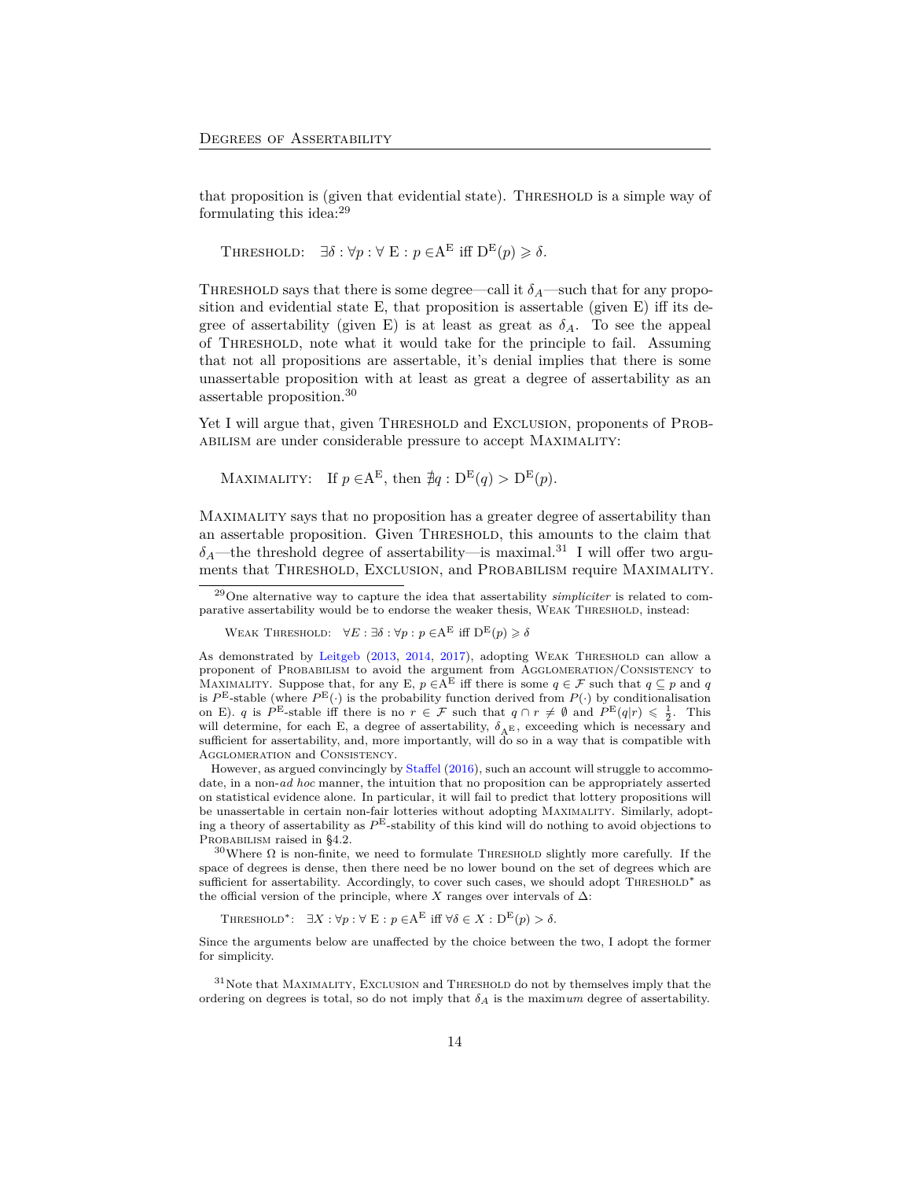that proposition is (given that evidential state). Threshold is a simple way of formulating this idea:[29]

Threshold: $\exists\delta : \forall p : \forall \text{ E} : p \in \text{A}^{\text{E}}$ iff $\text{D}^{\text{E}}(p) \geqslant \delta$.

Threshold says that there is some degree—call it $\delta_A$—such that for any proposition and evidential state E, that proposition is assertable (given E) iff its degree of assertability (given E) is at least as great as $\delta_A$. To see the appeal of Threshold, note what it would take for the principle to fail. Assuming that not all propositions are assertable, it's denial implies that there is some unassertable proposition with at least as great a degree of assertability as an assertable proposition.[30]

Yet I will argue that, given Threshold and Exclusion, proponents of Probabilism are under considerable pressure to accept Maximality:

Maximality: If $p \in \text{A}^{\text{E}}$, then $\nexists q : \text{D}^{\text{E}}(q) > \text{D}^{\text{E}}(p)$.

Maximality says that no proposition has a greater degree of assertability than an assertable proposition. Given Threshold, this amounts to the claim that $\delta_A$—the threshold degree of assertability—is maximal.[31] I will offer two arguments that Threshold, Exclusion, and Probabilism require Maximality.

---

[29] One alternative way to capture the idea that assertability *simpliciter* is related to comparative assertability would be to endorse the weaker thesis, Weak Threshold, instead:

Weak Threshold: $\forall E : \exists\delta : \forall p : p \in \text{A}^{\text{E}}$ iff $\text{D}^{\text{E}}(p) \geqslant \delta$

As demonstrated by Leitgeb (2013, 2014, 2017), adopting Weak Threshold can allow a proponent of Probabilism to avoid the argument from Agglomeration/Consistency to Maximality. Suppose that, for any E, $p \in \text{A}^{\text{E}}$ iff there is some $q \in \mathcal{F}$ such that $q \subseteq p$ and $q$ is $P^{\text{E}}$-stable (where $P^{\text{E}}(\cdot)$ is the probability function derived from $P(\cdot)$ by conditionalisation on E). $q$ is $P^{\text{E}}$-stable iff there is no $r \in \mathcal{F}$ such that $q \cap r \neq \emptyset$ and $P^{\text{E}}(q|r) \leqslant \frac{1}{2}$. This will determine, for each E, a degree of assertability, $\delta_{\text{A}^{\text{E}}}$, exceeding which is necessary and sufficient for assertability, and, more importantly, will do so in a way that is compatible with Agglomeration and Consistency.

However, as argued convincingly by Staffel (2016), such an account will struggle to accommodate, in a non-*ad hoc* manner, the intuition that no proposition can be appropriately asserted on statistical evidence alone. In particular, it will fail to predict that lottery propositions will be unassertable in certain non-fair lotteries without adopting Maximality. Similarly, adopting a theory of assertability as $P^{\text{E}}$-stability of this kind will do nothing to avoid objections to Probabilism raised in §4.2.

[30] Where $\Omega$ is non-finite, we need to formulate Threshold slightly more carefully. If the space of degrees is dense, then there need be no lower bound on the set of degrees which are sufficient for assertability. Accordingly, to cover such cases, we should adopt Threshold* as the official version of the principle, where $X$ ranges over intervals of $\Delta$:

Threshold*: $\exists X : \forall p : \forall \text{ E} : p \in \text{A}^{\text{E}}$ iff $\forall\delta \in X : \text{D}^{\text{E}}(p) > \delta$.

Since the arguments below are unaffected by the choice between the two, I adopt the former for simplicity.

[31] Note that Maximality, Exclusion and Threshold do not by themselves imply that the ordering on degrees is total, so do not imply that $\delta_A$ is the maxim*um* degree of assertability.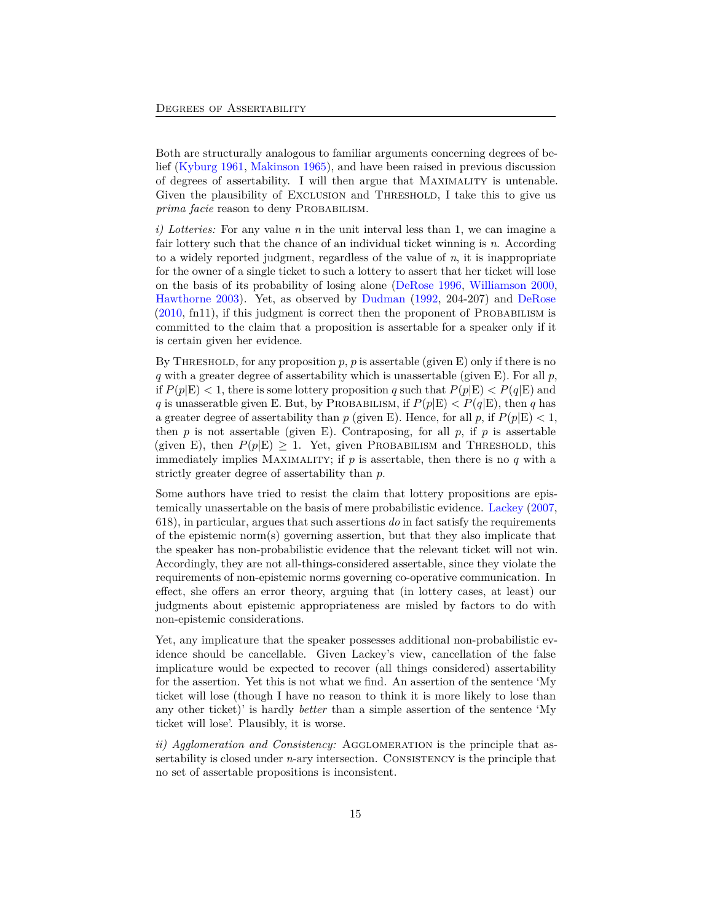Both are structurally analogous to familiar arguments concerning degrees of belief (Kyburg 1961, Makinson 1965), and have been raised in previous discussion of degrees of assertability. I will then argue that MAXIMALITY is untenable. Given the plausibility of EXCLUSION and THRESHOLD, I take this to give us *prima facie* reason to deny PROBABILISM.

*i) Lotteries:* For any value $n$ in the unit interval less than 1, we can imagine a fair lottery such that the chance of an individual ticket winning is $n$. According to a widely reported judgment, regardless of the value of $n$, it is inappropriate for the owner of a single ticket to such a lottery to assert that her ticket will lose on the basis of its probability of losing alone (DeRose 1996, Williamson 2000, Hawthorne 2003). Yet, as observed by Dudman (1992, 204-207) and DeRose (2010, fn11), if this judgment is correct then the proponent of PROBABILISM is committed to the claim that a proposition is assertable for a speaker only if it is certain given her evidence.

By THRESHOLD, for any proposition $p$, $p$ is assertable (given E) only if there is no $q$ with a greater degree of assertability which is unassertable (given E). For all $p$, if $P(p|\text{E}) < 1$, there is some lottery proposition $q$ such that $P(p|\text{E}) < P(q|\text{E})$ and $q$ is unasseratble given E. But, by PROBABILISM, if $P(p|\text{E}) < P(q|\text{E})$, then $q$ has a greater degree of assertability than $p$ (given E). Hence, for all $p$, if $P(p|\text{E}) < 1$, then $p$ is not assertable (given E). Contraposing, for all $p$, if $p$ is assertable (given E), then $P(p|\text{E}) \geq 1$. Yet, given PROBABILISM and THRESHOLD, this immediately implies MAXIMALITY; if $p$ is assertable, then there is no $q$ with a strictly greater degree of assertability than $p$.

Some authors have tried to resist the claim that lottery propositions are epistemically unassertable on the basis of mere probabilistic evidence. Lackey (2007, 618), in particular, argues that such assertions *do* in fact satisfy the requirements of the epistemic norm(s) governing assertion, but that they also implicate that the speaker has non-probabilistic evidence that the relevant ticket will not win. Accordingly, they are not all-things-considered assertable, since they violate the requirements of non-epistemic norms governing co-operative communication. In effect, she offers an error theory, arguing that (in lottery cases, at least) our judgments about epistemic appropriateness are misled by factors to do with non-epistemic considerations.

Yet, any implicature that the speaker possesses additional non-probabilistic evidence should be cancellable. Given Lackey's view, cancellation of the false implicature would be expected to recover (all things considered) assertability for the assertion. Yet this is not what we find. An assertion of the sentence 'My ticket will lose (though I have no reason to think it is more likely to lose than any other ticket)' is hardly *better* than a simple assertion of the sentence 'My ticket will lose'. Plausibly, it is worse.

*ii) Agglomeration and Consistency:* AGGLOMERATION is the principle that assertability is closed under $n$-ary intersection. CONSISTENCY is the principle that no set of assertable propositions is inconsistent.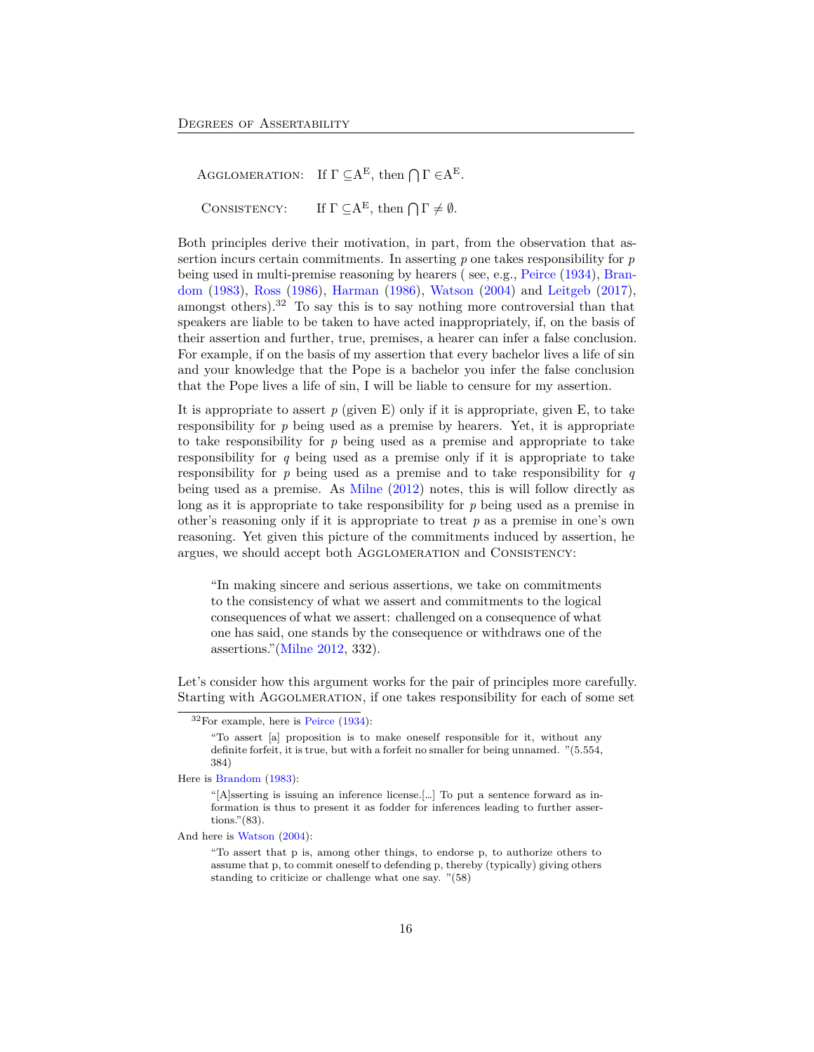Agglomeration: If $\Gamma \subseteq \mathrm{A}^{\mathrm{E}}$, then $\bigcap \Gamma \in \mathrm{A}^{\mathrm{E}}$.

Consistency: If $\Gamma \subseteq \mathrm{A}^{\mathrm{E}}$, then $\bigcap \Gamma \neq \emptyset$.

Both principles derive their motivation, in part, from the observation that assertion incurs certain commitments. In asserting $p$ one takes responsibility for $p$ being used in multi-premise reasoning by hearers ( see, e.g., Peirce (1934), Brandom (1983), Ross (1986), Harman (1986), Watson (2004) and Leitgeb (2017), amongst others).[32] To say this is to say nothing more controversial than that speakers are liable to be taken to have acted inappropriately, if, on the basis of their assertion and further, true, premises, a hearer can infer a false conclusion. For example, if on the basis of my assertion that every bachelor lives a life of sin and your knowledge that the Pope is a bachelor you infer the false conclusion that the Pope lives a life of sin, I will be liable to censure for my assertion.

It is appropriate to assert $p$ (given E) only if it is appropriate, given E, to take responsibility for $p$ being used as a premise by hearers. Yet, it is appropriate to take responsibility for $p$ being used as a premise and appropriate to take responsibility for $q$ being used as a premise only if it is appropriate to take responsibility for $p$ being used as a premise and to take responsibility for $q$ being used as a premise. As Milne (2012) notes, this is will follow directly as long as it is appropriate to take responsibility for $p$ being used as a premise in other's reasoning only if it is appropriate to treat $p$ as a premise in one's own reasoning. Yet given this picture of the commitments induced by assertion, he argues, we should accept both Agglomeration and Consistency:

> "In making sincere and serious assertions, we take on commitments to the consistency of what we assert and commitments to the logical consequences of what we assert: challenged on a consequence of what one has said, one stands by the consequence or withdraws one of the assertions."(Milne 2012, 332).

Let's consider how this argument works for the pair of principles more carefully. Starting with Aggolmeration, if one takes responsibility for each of some set

[32]For example, here is Peirce (1934):

> "To assert [a] proposition is to make oneself responsible for it, without any definite forfeit, it is true, but with a forfeit no smaller for being unnamed. "(5.554, 384)

Here is Brandom (1983):

> "[A]sserting is issuing an inference license.[...] To put a sentence forward as information is thus to present it as fodder for inferences leading to further assertions."(83).

And here is Watson (2004):

> "To assert that p is, among other things, to endorse p, to authorize others to assume that p, to commit oneself to defending p, thereby (typically) giving others standing to criticize or challenge what one say. "(58)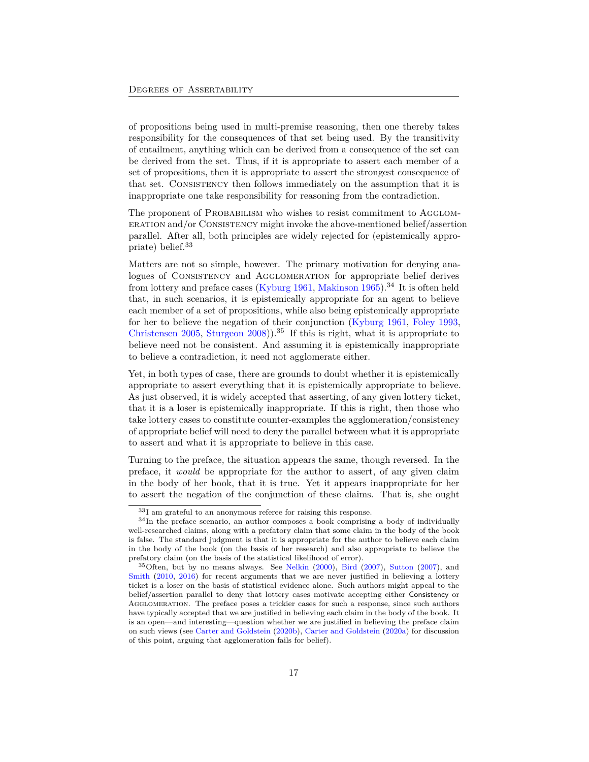of propositions being used in multi-premise reasoning, then one thereby takes responsibility for the consequences of that set being used. By the transitivity of entailment, anything which can be derived from a consequence of the set can be derived from the set. Thus, if it is appropriate to assert each member of a set of propositions, then it is appropriate to assert the strongest consequence of that set. Consistency then follows immediately on the assumption that it is inappropriate one take responsibility for reasoning from the contradiction.

The proponent of Probabilism who wishes to resist commitment to Agglomeration and/or Consistency might invoke the above-mentioned belief/assertion parallel. After all, both principles are widely rejected for (epistemically appropriate) belief.[33]

Matters are not so simple, however. The primary motivation for denying analogues of Consistency and Agglomeration for appropriate belief derives from lottery and preface cases (Kyburg 1961, Makinson 1965).[34] It is often held that, in such scenarios, it is epistemically appropriate for an agent to believe each member of a set of propositions, while also being epistemically appropriate for her to believe the negation of their conjunction (Kyburg 1961, Foley 1993, Christensen 2005, Sturgeon 2008)).[35] If this is right, what it is appropriate to believe need not be consistent. And assuming it is epistemically inappropriate to believe a contradiction, it need not agglomerate either.

Yet, in both types of case, there are grounds to doubt whether it is epistemically appropriate to assert everything that it is epistemically appropriate to believe. As just observed, it is widely accepted that asserting, of any given lottery ticket, that it is a loser is epistemically inappropriate. If this is right, then those who take lottery cases to constitute counter-examples the agglomeration/consistency of appropriate belief will need to deny the parallel between what it is appropriate to assert and what it is appropriate to believe in this case.

Turning to the preface, the situation appears the same, though reversed. In the preface, it *would* be appropriate for the author to assert, of any given claim in the body of her book, that it is true. Yet it appears inappropriate for her to assert the negation of the conjunction of these claims. That is, she ought

---

[33] I am grateful to an anonymous referee for raising this response.

[34] In the preface scenario, an author composes a book comprising a body of individually well-researched claims, along with a prefatory claim that some claim in the body of the book is false. The standard judgment is that it is appropriate for the author to believe each claim in the body of the book (on the basis of her research) and also appropriate to believe the prefatory claim (on the basis of the statistical likelihood of error).

[35] Often, but by no means always. See Nelkin (2000), Bird (2007), Sutton (2007), and Smith (2010, 2016) for recent arguments that we are never justified in believing a lottery ticket is a loser on the basis of statistical evidence alone. Such authors might appeal to the belief/assertion parallel to deny that lottery cases motivate accepting either Consistency or Agglomeration. The preface poses a trickier cases for such a response, since such authors have typically accepted that we are justified in believing each claim in the body of the book. It is an open—and interesting—question whether we are justified in believing the preface claim on such views (see Carter and Goldstein (2020b), Carter and Goldstein (2020a) for discussion of this point, arguing that agglomeration fails for belief).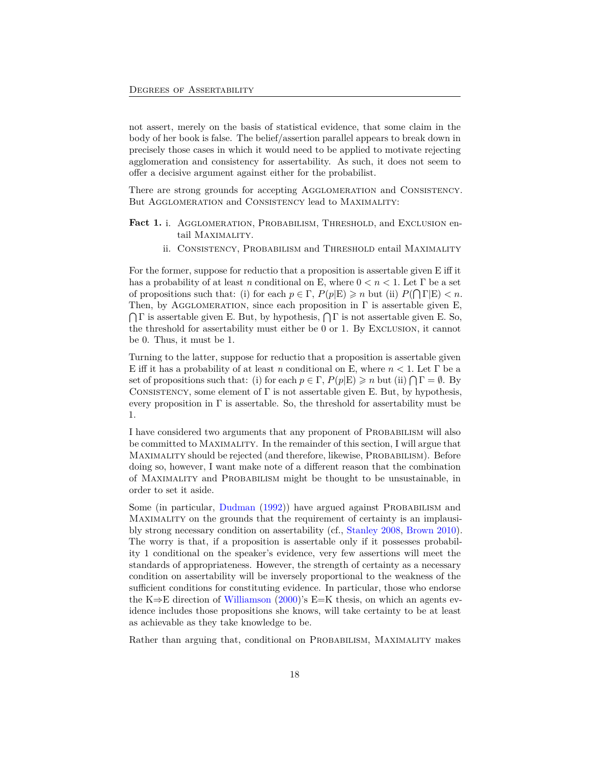not assert, merely on the basis of statistical evidence, that some claim in the body of her book is false. The belief/assertion parallel appears to break down in precisely those cases in which it would need to be applied to motivate rejecting agglomeration and consistency for assertability. As such, it does not seem to offer a decisive argument against either for the probabilist.

There are strong grounds for accepting Agglomeration and Consistency. But Agglomeration and Consistency lead to Maximality:

**Fact 1.** i. Agglomeration, Probabilism, Threshold, and Exclusion entail Maximality.

ii. Consistency, Probabilism and Threshold entail Maximality

For the former, suppose for reductio that a proposition is assertable given E iff it has a probability of at least $n$ conditional on E, where $0 < n < 1$. Let $\Gamma$ be a set of propositions such that: (i) for each $p \in \Gamma$, $P(p|\mathrm{E}) \geqslant n$ but (ii) $P(\bigcap \Gamma|\mathrm{E}) < n$. Then, by Agglomeration, since each proposition in $\Gamma$ is assertable given E, $\bigcap \Gamma$ is assertable given E. But, by hypothesis, $\bigcap \Gamma$ is not assertable given E. So, the threshold for assertability must either be 0 or 1. By Exclusion, it cannot be 0. Thus, it must be 1.

Turning to the latter, suppose for reductio that a proposition is assertable given E iff it has a probability of at least $n$ conditional on E, where $n < 1$. Let $\Gamma$ be a set of propositions such that: (i) for each $p \in \Gamma$, $P(p|\mathrm{E}) \geqslant n$ but (ii) $\bigcap \Gamma = \emptyset$. By Consistency, some element of $\Gamma$ is not assertable given E. But, by hypothesis, every proposition in $\Gamma$ is assertable. So, the threshold for assertability must be 1.

I have considered two arguments that any proponent of Probabilism will also be committed to Maximality. In the remainder of this section, I will argue that Maximality should be rejected (and therefore, likewise, Probabilism). Before doing so, however, I want make note of a different reason that the combination of Maximality and Probabilism might be thought to be unsustainable, in order to set it aside.

Some (in particular, Dudman (1992)) have argued against Probabilism and Maximality on the grounds that the requirement of certainty is an implausibly strong necessary condition on assertability (cf., Stanley 2008, Brown 2010). The worry is that, if a proposition is assertable only if it possesses probability 1 conditional on the speaker's evidence, very few assertions will meet the standards of appropriateness. However, the strength of certainty as a necessary condition on assertability will be inversely proportional to the weakness of the sufficient conditions for constituting evidence. In particular, those who endorse the K$\Rightarrow$E direction of Williamson (2000)'s E=K thesis, on which an agents evidence includes those propositions she knows, will take certainty to be at least as achievable as they take knowledge to be.

Rather than arguing that, conditional on Probabilism, Maximality makes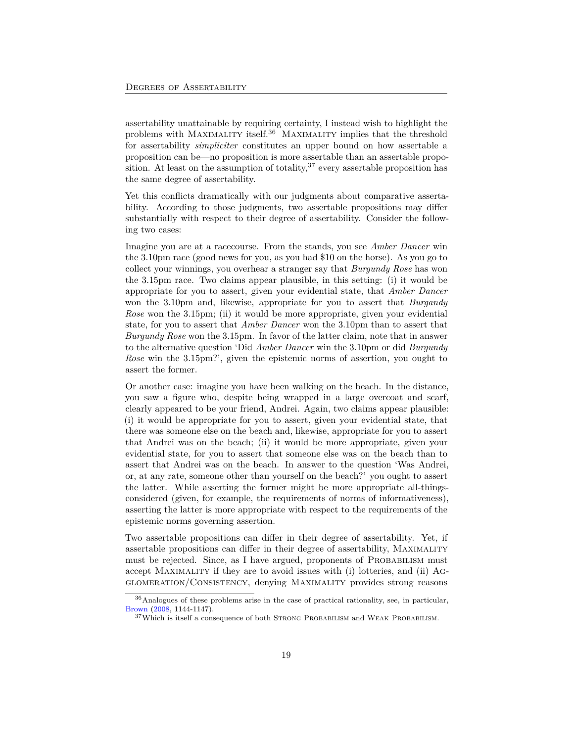assertability unattainable by requiring certainty, I instead wish to highlight the problems with Maximality itself.[36] Maximality implies that the threshold for assertability *simpliciter* constitutes an upper bound on how assertable a proposition can be—no proposition is more assertable than an assertable proposition. At least on the assumption of totality,[37] every assertable proposition has the same degree of assertability.

Yet this conflicts dramatically with our judgments about comparative assertability. According to those judgments, two assertable propositions may differ substantially with respect to their degree of assertability. Consider the following two cases:

Imagine you are at a racecourse. From the stands, you see *Amber Dancer* win the 3.10pm race (good news for you, as you had $10 on the horse). As you go to collect your winnings, you overhear a stranger say that *Burgundy Rose* has won the 3.15pm race. Two claims appear plausible, in this setting: (i) it would be appropriate for you to assert, given your evidential state, that *Amber Dancer* won the 3.10pm and, likewise, appropriate for you to assert that *Burgandy Rose* won the 3.15pm; (ii) it would be more appropriate, given your evidential state, for you to assert that *Amber Dancer* won the 3.10pm than to assert that *Burgundy Rose* won the 3.15pm. In favor of the latter claim, note that in answer to the alternative question 'Did *Amber Dancer* win the 3.10pm or did *Burgundy Rose* win the 3.15pm?', given the epistemic norms of assertion, you ought to assert the former.

Or another case: imagine you have been walking on the beach. In the distance, you saw a figure who, despite being wrapped in a large overcoat and scarf, clearly appeared to be your friend, Andrei. Again, two claims appear plausible: (i) it would be appropriate for you to assert, given your evidential state, that there was someone else on the beach and, likewise, appropriate for you to assert that Andrei was on the beach; (ii) it would be more appropriate, given your evidential state, for you to assert that someone else was on the beach than to assert that Andrei was on the beach. In answer to the question 'Was Andrei, or, at any rate, someone other than yourself on the beach?' you ought to assert the latter. While asserting the former might be more appropriate all-things-considered (given, for example, the requirements of norms of informativeness), asserting the latter is more appropriate with respect to the requirements of the epistemic norms governing assertion.

Two assertable propositions can differ in their degree of assertability. Yet, if assertable propositions can differ in their degree of assertability, Maximality must be rejected. Since, as I have argued, proponents of Probabilism must accept Maximality if they are to avoid issues with (i) lotteries, and (ii) Agglomeration/Consistency, denying Maximality provides strong reasons

[36] Analogues of these problems arise in the case of practical rationality, see, in particular, Brown (2008, 1144-1147).

[37] Which is itself a consequence of both Strong Probabilism and Weak Probabilism.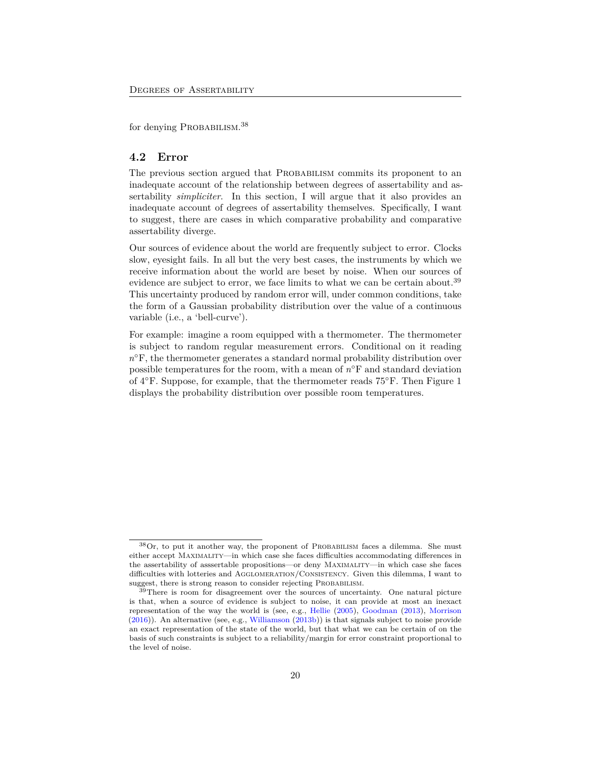for denying PROBABILISM.[38]

### 4.2 Error

The previous section argued that PROBABILISM commits its proponent to an inadequate account of the relationship between degrees of assertability and assertability *simpliciter*. In this section, I will argue that it also provides an inadequate account of degrees of assertability themselves. Specifically, I want to suggest, there are cases in which comparative probability and comparative assertability diverge.

Our sources of evidence about the world are frequently subject to error. Clocks slow, eyesight fails. In all but the very best cases, the instruments by which we receive information about the world are beset by noise. When our sources of evidence are subject to error, we face limits to what we can be certain about.[39] This uncertainty produced by random error will, under common conditions, take the form of a Gaussian probability distribution over the value of a continuous variable (i.e., a 'bell-curve').

For example: imagine a room equipped with a thermometer. The thermometer is subject to random regular measurement errors. Conditional on it reading $n$°F, the thermometer generates a standard normal probability distribution over possible temperatures for the room, with a mean of $n$°F and standard deviation of 4°F. Suppose, for example, that the thermometer reads 75°F. Then Figure 1 displays the probability distribution over possible room temperatures.

---

[38] Or, to put it another way, the proponent of PROBABILISM faces a dilemma. She must either accept MAXIMALITY—in which case she faces difficulties accommodating differences in the assertability of asssertable propositions—or deny MAXIMALITY—in which case she faces difficulties with lotteries and AGGLOMERATION/CONSISTENCY. Given this dilemma, I want to suggest, there is strong reason to consider rejecting PROBABILISM.

[39] There is room for disagreement over the sources of uncertainty. One natural picture is that, when a source of evidence is subject to noise, it can provide at most an inexact representation of the way the world is (see, e.g., Hellie (2005), Goodman (2013), Morrison (2016)). An alternative (see, e.g., Williamson (2013b)) is that signals subject to noise provide an exact representation of the state of the world, but that what we can be certain of on the basis of such constraints is subject to a reliability/margin for error constraint proportional to the level of noise.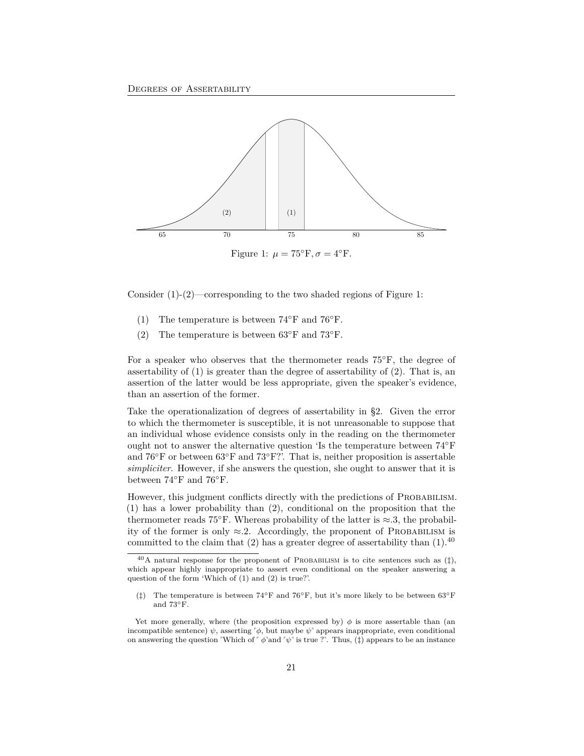Figure 1: $\mu = 75°\text{F}, \sigma = 4°\text{F}$.

Consider (1)-(2)—corresponding to the two shaded regions of Figure 1:

(1) The temperature is between 74°F and 76°F.

(2) The temperature is between 63°F and 73°F.

For a speaker who observes that the thermometer reads 75°F, the degree of assertability of (1) is greater than the degree of assertability of (2). That is, an assertion of the latter would be less appropriate, given the speaker's evidence, than an assertion of the former.

Take the operationalization of degrees of assertability in §2. Given the error to which the thermometer is susceptible, it is not unreasonable to suppose that an individual whose evidence consists only in the reading on the thermometer ought not to answer the alternative question 'Is the temperature between 74°F and 76°F or between 63°F and 73°F?'. That is, neither proposition is assertable *simpliciter*. However, if she answers the question, she ought to answer that it is between 74°F and 76°F.

However, this judgment conflicts directly with the predictions of PROBABILISM. (1) has a lower probability than (2), conditional on the proposition that the thermometer reads 75°F. Whereas probability of the latter is $\approx .3$, the probability of the former is only $\approx .2$. Accordingly, the proponent of PROBABILISM is committed to the claim that (2) has a greater degree of assertability than (1).[40]

[40] A natural response for the proponent of PROBABILISM is to cite sentences such as (‡), which appear highly inappropriate to assert even conditional on the speaker answering a question of the form 'Which of (1) and (2) is true?'.

(‡) The temperature is between 74°F and 76°F, but it's more likely to be between 63°F and 73°F.

Yet more generally, where (the proposition expressed by) $\phi$ is more assertable than (an incompatible sentence) $\psi$, asserting ⌜$\phi$, but maybe $\psi$⌝ appears inappropriate, even conditional on answering the question ⌜Which of ⌜$\phi$⌝and ⌜$\psi$⌝ is true ?⌝. Thus, (‡) appears to be an instance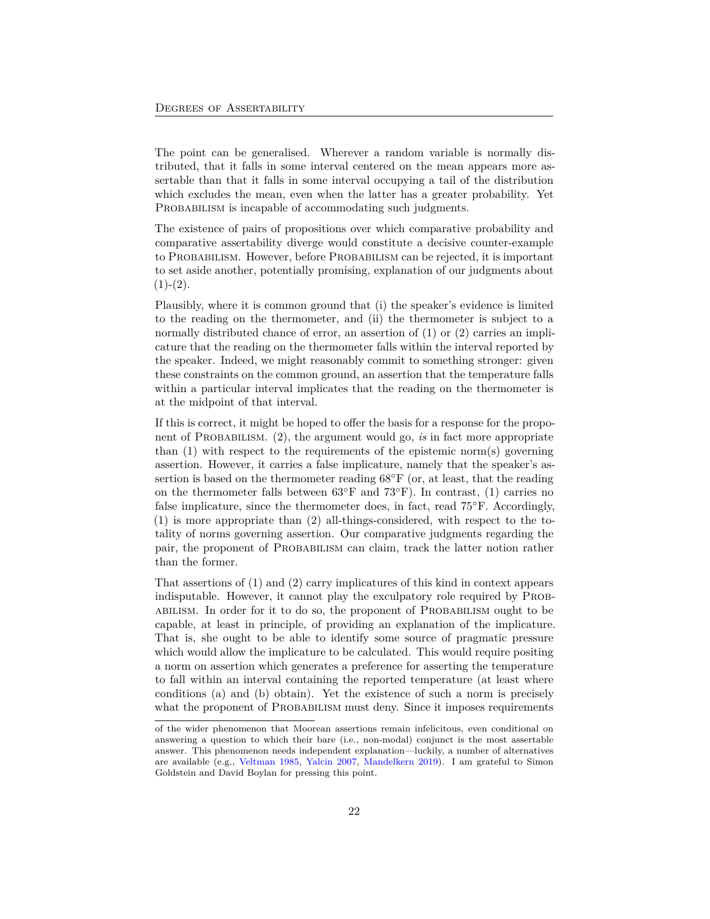The point can be generalised. Wherever a random variable is normally distributed, that it falls in some interval centered on the mean appears more assertable than that it falls in some interval occupying a tail of the distribution which excludes the mean, even when the latter has a greater probability. Yet PROBABILISM is incapable of accommodating such judgments.

The existence of pairs of propositions over which comparative probability and comparative assertability diverge would constitute a decisive counter-example to PROBABILISM. However, before PROBABILISM can be rejected, it is important to set aside another, potentially promising, explanation of our judgments about (1)-(2).

Plausibly, where it is common ground that (i) the speaker's evidence is limited to the reading on the thermometer, and (ii) the thermometer is subject to a normally distributed chance of error, an assertion of (1) or (2) carries an implicature that the reading on the thermometer falls within the interval reported by the speaker. Indeed, we might reasonably commit to something stronger: given these constraints on the common ground, an assertion that the temperature falls within a particular interval implicates that the reading on the thermometer is at the midpoint of that interval.

If this is correct, it might be hoped to offer the basis for a response for the proponent of PROBABILISM. (2), the argument would go, *is* in fact more appropriate than (1) with respect to the requirements of the epistemic norm(s) governing assertion. However, it carries a false implicature, namely that the speaker's assertion is based on the thermometer reading 68°F (or, at least, that the reading on the thermometer falls between 63°F and 73°F). In contrast, (1) carries no false implicature, since the thermometer does, in fact, read 75°F. Accordingly, (1) is more appropriate than (2) all-things-considered, with respect to the totality of norms governing assertion. Our comparative judgments regarding the pair, the proponent of PROBABILISM can claim, track the latter notion rather than the former.

That assertions of (1) and (2) carry implicatures of this kind in context appears indisputable. However, it cannot play the exculpatory role required by PROBABILISM. In order for it to do so, the proponent of PROBABILISM ought to be capable, at least in principle, of providing an explanation of the implicature. That is, she ought to be able to identify some source of pragmatic pressure which would allow the implicature to be calculated. This would require positing a norm on assertion which generates a preference for asserting the temperature to fall within an interval containing the reported temperature (at least where conditions (a) and (b) obtain). Yet the existence of such a norm is precisely what the proponent of PROBABILISM must deny. Since it imposes requirements

of the wider phenomenon that Moorean assertions remain infelicitous, even conditional on answering a question to which their bare (i.e., non-modal) conjunct is the most assertable answer. This phenomenon needs independent explanation—luckily, a number of alternatives are available (e.g., Veltman 1985, Yalcin 2007, Mandelkern 2019). I am grateful to Simon Goldstein and David Boylan for pressing this point.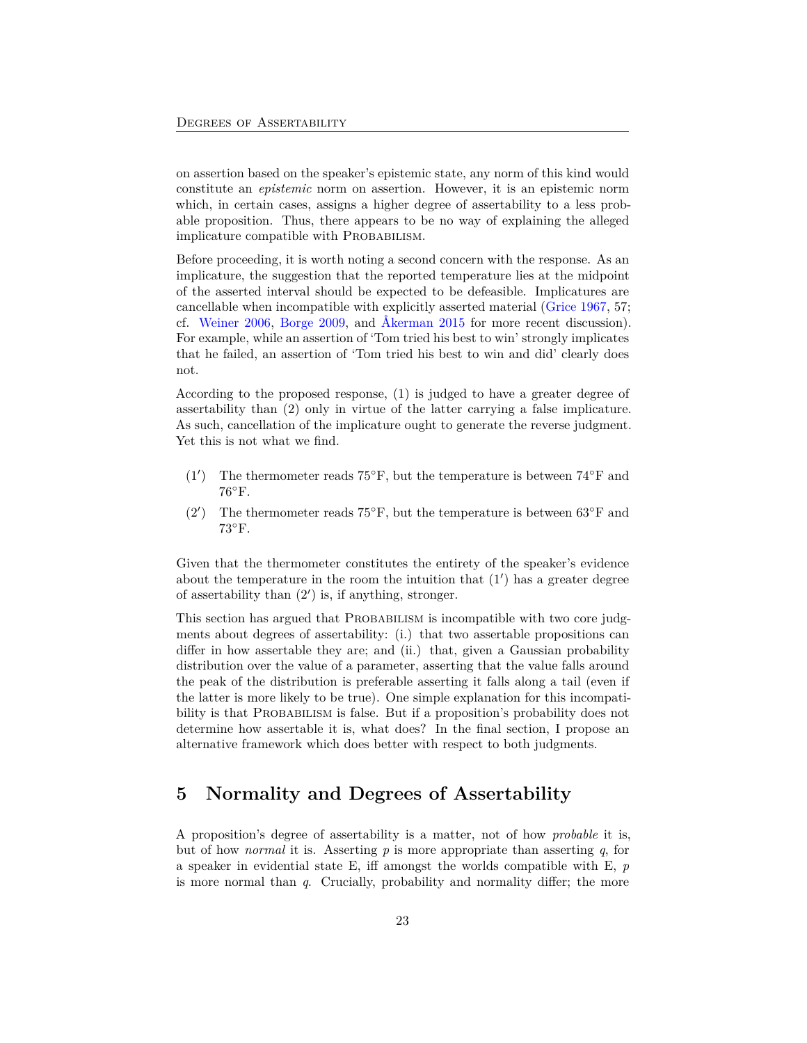on assertion based on the speaker's epistemic state, any norm of this kind would constitute an *epistemic* norm on assertion. However, it is an epistemic norm which, in certain cases, assigns a higher degree of assertability to a less probable proposition. Thus, there appears to be no way of explaining the alleged implicature compatible with PROBABILISM.

Before proceeding, it is worth noting a second concern with the response. As an implicature, the suggestion that the reported temperature lies at the midpoint of the asserted interval should be expected to be defeasible. Implicatures are cancellable when incompatible with explicitly asserted material (Grice 1967, 57; cf. Weiner 2006, Borge 2009, and Åkerman 2015 for more recent discussion). For example, while an assertion of 'Tom tried his best to win' strongly implicates that he failed, an assertion of 'Tom tried his best to win and did' clearly does not.

According to the proposed response, (1) is judged to have a greater degree of assertability than (2) only in virtue of the latter carrying a false implicature. As such, cancellation of the implicature ought to generate the reverse judgment. Yet this is not what we find.

($1'$) The thermometer reads 75°F, but the temperature is between 74°F and 76°F.

($2'$) The thermometer reads 75°F, but the temperature is between 63°F and 73°F.

Given that the thermometer constitutes the entirety of the speaker's evidence about the temperature in the room the intuition that ($1'$) has a greater degree of assertability than ($2'$) is, if anything, stronger.

This section has argued that PROBABILISM is incompatible with two core judgments about degrees of assertability: (i.) that two assertable propositions can differ in how assertable they are; and (ii.) that, given a Gaussian probability distribution over the value of a parameter, asserting that the value falls around the peak of the distribution is preferable asserting it falls along a tail (even if the latter is more likely to be true). One simple explanation for this incompatibility is that PROBABILISM is false. But if a proposition's probability does not determine how assertable it is, what does? In the final section, I propose an alternative framework which does better with respect to both judgments.

## 5 Normality and Degrees of Assertability

A proposition's degree of assertability is a matter, not of how *probable* it is, but of how *normal* it is. Asserting *p* is more appropriate than asserting *q*, for a speaker in evidential state E, iff amongst the worlds compatible with E, *p* is more normal than *q*. Crucially, probability and normality differ; the more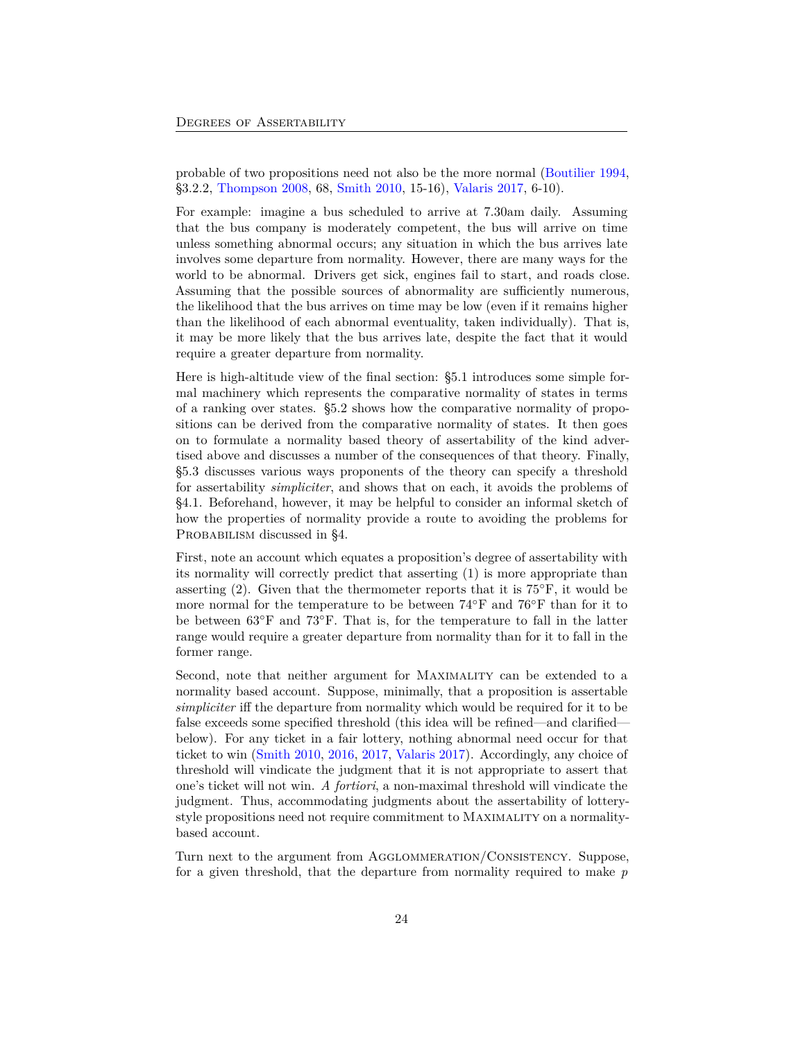probable of two propositions need not also be the more normal (Boutilier 1994, §3.2.2, Thompson 2008, 68, Smith 2010, 15-16), Valaris 2017, 6-10).

For example: imagine a bus scheduled to arrive at 7.30am daily. Assuming that the bus company is moderately competent, the bus will arrive on time unless something abnormal occurs; any situation in which the bus arrives late involves some departure from normality. However, there are many ways for the world to be abnormal. Drivers get sick, engines fail to start, and roads close. Assuming that the possible sources of abnormality are sufficiently numerous, the likelihood that the bus arrives on time may be low (even if it remains higher than the likelihood of each abnormal eventuality, taken individually). That is, it may be more likely that the bus arrives late, despite the fact that it would require a greater departure from normality.

Here is high-altitude view of the final section: §5.1 introduces some simple formal machinery which represents the comparative normality of states in terms of a ranking over states. §5.2 shows how the comparative normality of propositions can be derived from the comparative normality of states. It then goes on to formulate a normality based theory of assertability of the kind advertised above and discusses a number of the consequences of that theory. Finally, §5.3 discusses various ways proponents of the theory can specify a threshold for assertability *simpliciter*, and shows that on each, it avoids the problems of §4.1. Beforehand, however, it may be helpful to consider an informal sketch of how the properties of normality provide a route to avoiding the problems for Probabilism discussed in §4.

First, note an account which equates a proposition's degree of assertability with its normality will correctly predict that asserting (1) is more appropriate than asserting (2). Given that the thermometer reports that it is 75°F, it would be more normal for the temperature to be between 74°F and 76°F than for it to be between 63°F and 73°F. That is, for the temperature to fall in the latter range would require a greater departure from normality than for it to fall in the former range.

Second, note that neither argument for Maximality can be extended to a normality based account. Suppose, minimally, that a proposition is assertable *simpliciter* iff the departure from normality which would be required for it to be false exceeds some specified threshold (this idea will be refined—and clarified—below). For any ticket in a fair lottery, nothing abnormal need occur for that ticket to win (Smith 2010, 2016, 2017, Valaris 2017). Accordingly, any choice of threshold will vindicate the judgment that it is not appropriate to assert that one's ticket will not win. *A fortiori*, a non-maximal threshold will vindicate the judgment. Thus, accommodating judgments about the assertability of lottery-style propositions need not require commitment to Maximality on a normality-based account.

Turn next to the argument from Agglommeration/Consistency. Suppose, for a given threshold, that the departure from normality required to make $p$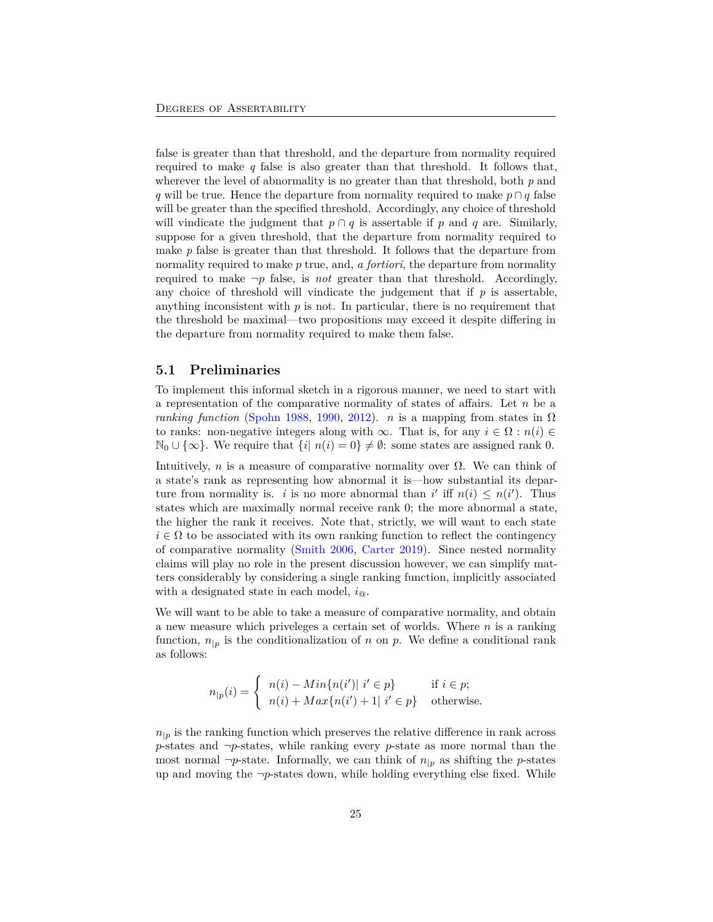false is greater than that threshold, and the departure from normality required required to make $q$ false is also greater than that threshold. It follows that, wherever the level of abnormality is no greater than that threshold, both $p$ and $q$ will be true. Hence the departure from normality required to make $p \cap q$ false will be greater than the specified threshold. Accordingly, any choice of threshold will vindicate the judgment that $p \cap q$ is assertable if $p$ and $q$ are. Similarly, suppose for a given threshold, that the departure from normality required to make $p$ false is greater than that threshold. It follows that the departure from normality required to make $p$ true, and, *a fortiori*, the departure from normality required to make $\neg p$ false, is *not* greater than that threshold. Accordingly, any choice of threshold will vindicate the judgement that if $p$ is assertable, anything inconsistent with $p$ is not. In particular, there is no requirement that the threshold be maximal—two propositions may exceed it despite differing in the departure from normality required to make them false.

### 5.1 Preliminaries

To implement this informal sketch in a rigorous manner, we need to start with a representation of the comparative normality of states of affairs. Let $n$ be a *ranking function* (Spohn 1988, 1990, 2012). $n$ is a mapping from states in $\Omega$ to ranks: non-negative integers along with $\infty$. That is, for any $i \in \Omega : n(i) \in \mathbb{N}_0 \cup \{\infty\}$. We require that $\{i|\ n(i) = 0\} \neq \emptyset$: some states are assigned rank 0.

Intuitively, $n$ is a measure of comparative normality over $\Omega$. We can think of a state's rank as representing how abnormal it is—how substantial its departure from normality is. $i$ is no more abnormal than $i'$ iff $n(i) \leq n(i')$. Thus states which are maximally normal receive rank 0; the more abnormal a state, the higher the rank it receives. Note that, strictly, we will want to each state $i \in \Omega$ to be associated with its own ranking function to reflect the contingency of comparative normality (Smith 2006, Carter 2019). Since nested normality claims will play no role in the present discussion however, we can simplify matters considerably by considering a single ranking function, implicitly associated with a designated state in each model, $i_@$.

We will want to be able to take a measure of comparative normality, and obtain a new measure which priveleges a certain set of worlds. Where $n$ is a ranking function, $n_{|p}$ is the conditionalization of $n$ on $p$. We define a conditional rank as follows:

$$n_{|p}(i) = \begin{cases} n(i) - Min\{n(i')|\ i' \in p\} & \text{if } i \in p; \\ n(i) + Max\{n(i') + 1|\ i' \in p\} & \text{otherwise.} \end{cases}$$

$n_{|p}$ is the ranking function which preserves the relative difference in rank across $p$-states and $\neg p$-states, while ranking every $p$-state as more normal than the most normal $\neg p$-state. Informally, we can think of $n_{|p}$ as shifting the $p$-states up and moving the $\neg p$-states down, while holding everything else fixed. While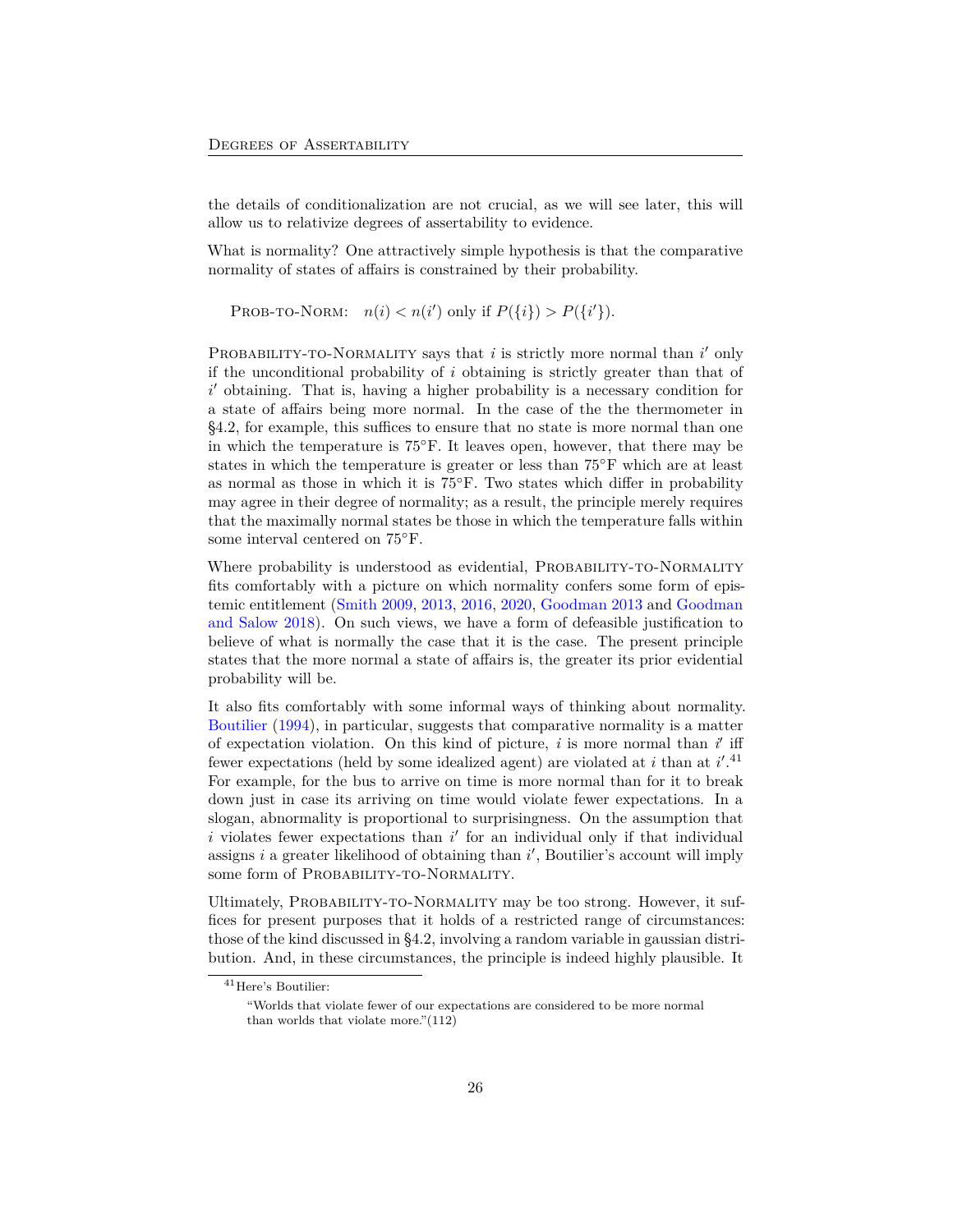the details of conditionalization are not crucial, as we will see later, this will allow us to relativize degrees of assertability to evidence.

What is normality? One attractively simple hypothesis is that the comparative normality of states of affairs is constrained by their probability.

> Prob-to-Norm: $n(i) < n(i')$ only if $P(\{i\}) > P(\{i'\})$.

Probability-to-Normality says that $i$ is strictly more normal than $i'$ only if the unconditional probability of $i$ obtaining is strictly greater than that of $i'$ obtaining. That is, having a higher probability is a necessary condition for a state of affairs being more normal. In the case of the the thermometer in §4.2, for example, this suffices to ensure that no state is more normal than one in which the temperature is 75°F. It leaves open, however, that there may be states in which the temperature is greater or less than 75°F which are at least as normal as those in which it is 75°F. Two states which differ in probability may agree in their degree of normality; as a result, the principle merely requires that the maximally normal states be those in which the temperature falls within some interval centered on 75°F.

Where probability is understood as evidential, Probability-to-Normality fits comfortably with a picture on which normality confers some form of epistemic entitlement (Smith 2009, 2013, 2016, 2020, Goodman 2013 and Goodman and Salow 2018). On such views, we have a form of defeasible justification to believe of what is normally the case that it is the case. The present principle states that the more normal a state of affairs is, the greater its prior evidential probability will be.

It also fits comfortably with some informal ways of thinking about normality. Boutilier (1994), in particular, suggests that comparative normality is a matter of expectation violation. On this kind of picture, $i$ is more normal than $i'$ iff fewer expectations (held by some idealized agent) are violated at $i$ than at $i'$.[41] For example, for the bus to arrive on time is more normal than for it to break down just in case its arriving on time would violate fewer expectations. In a slogan, abnormality is proportional to surprisingness. On the assumption that $i$ violates fewer expectations than $i'$ for an individual only if that individual assigns $i$ a greater likelihood of obtaining than $i'$, Boutilier's account will imply some form of Probability-to-Normality.

Ultimately, Probability-to-Normality may be too strong. However, it suffices for present purposes that it holds of a restricted range of circumstances: those of the kind discussed in §4.2, involving a random variable in gaussian distribution. And, in these circumstances, the principle is indeed highly plausible. It

---

[41] Here's Boutilier:

> "Worlds that violate fewer of our expectations are considered to be more normal than worlds that violate more."(112)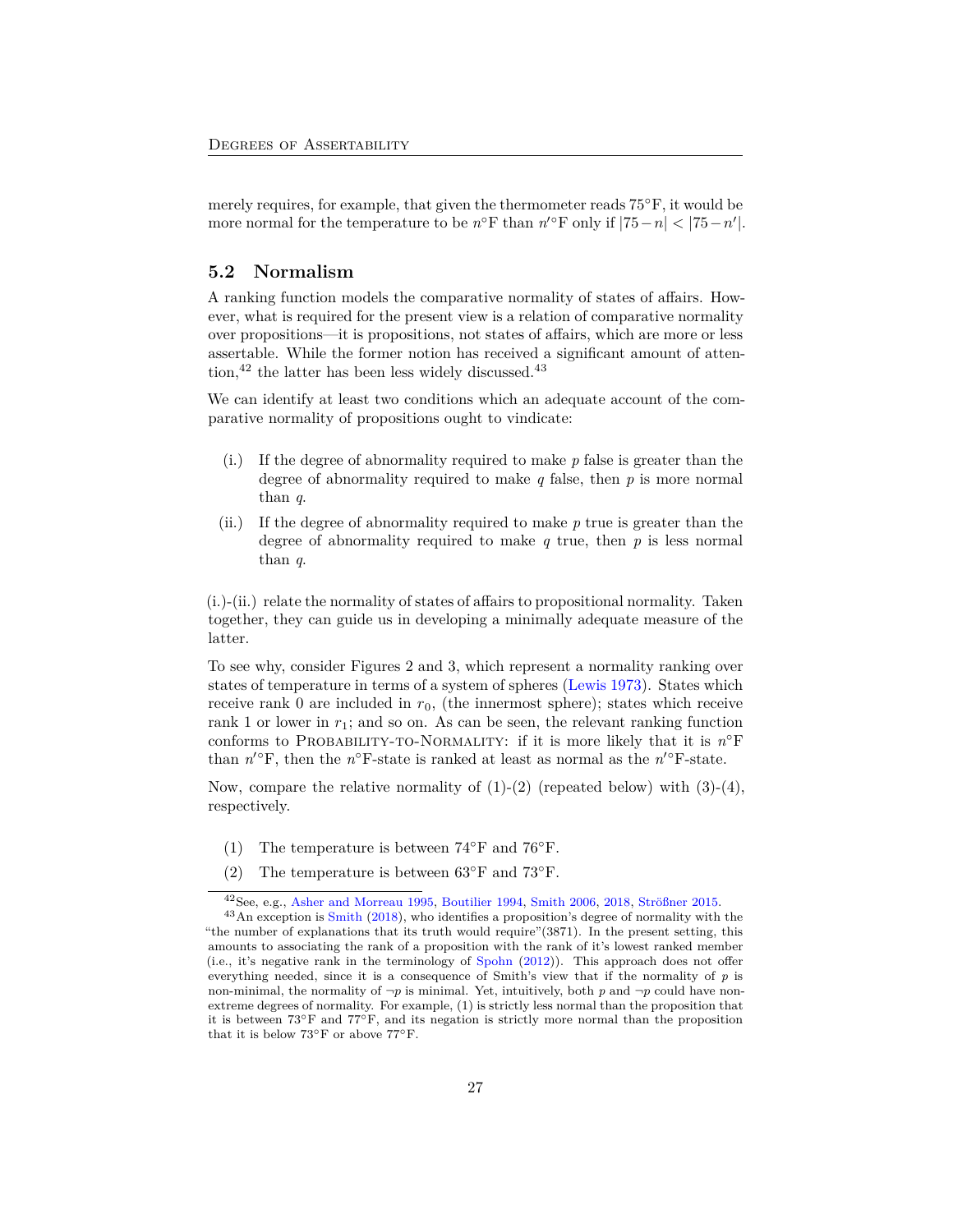merely requires, for example, that given the thermometer reads 75°F, it would be more normal for the temperature to be $n$°F than $n'$°F only if $|75 - n| < |75 - n'|$.

## 5.2 Normalism

A ranking function models the comparative normality of states of affairs. However, what is required for the present view is a relation of comparative normality over propositions—it is propositions, not states of affairs, which are more or less assertable. While the former notion has received a significant amount of attention,[42] the latter has been less widely discussed.[43]

We can identify at least two conditions which an adequate account of the comparative normality of propositions ought to vindicate:

(i.) If the degree of abnormality required to make $p$ false is greater than the degree of abnormality required to make $q$ false, then $p$ is more normal than $q$.

(ii.) If the degree of abnormality required to make $p$ true is greater than the degree of abnormality required to make $q$ true, then $p$ is less normal than $q$.

(i.)-(ii.) relate the normality of states of affairs to propositional normality. Taken together, they can guide us in developing a minimally adequate measure of the latter.

To see why, consider Figures 2 and 3, which represent a normality ranking over states of temperature in terms of a system of spheres (Lewis 1973). States which receive rank 0 are included in $r_0$, (the innermost sphere); states which receive rank 1 or lower in $r_1$; and so on. As can be seen, the relevant ranking function conforms to Probability-to-Normality: if it is more likely that it is $n$°F than $n'$°F, then the $n$°F-state is ranked at least as normal as the $n'$°F-state.

Now, compare the relative normality of (1)-(2) (repeated below) with (3)-(4), respectively.

(1) The temperature is between 74°F and 76°F.

(2) The temperature is between 63°F and 73°F.

---

[42] See, e.g., Asher and Morreau 1995, Boutilier 1994, Smith 2006, 2018, Strößner 2015.

[43] An exception is Smith (2018), who identifies a proposition's degree of normality with the "the number of explanations that its truth would require"(3871). In the present setting, this amounts to associating the rank of a proposition with the rank of it's lowest ranked member (i.e., it's negative rank in the terminology of Spohn (2012)). This approach does not offer everything needed, since it is a consequence of Smith's view that if the normality of $p$ is non-minimal, the normality of $\neg p$ is minimal. Yet, intuitively, both $p$ and $\neg p$ could have non-extreme degrees of normality. For example, (1) is strictly less normal than the proposition that it is between 73°F and 77°F, and its negation is strictly more normal than the proposition that it is below 73°F or above 77°F.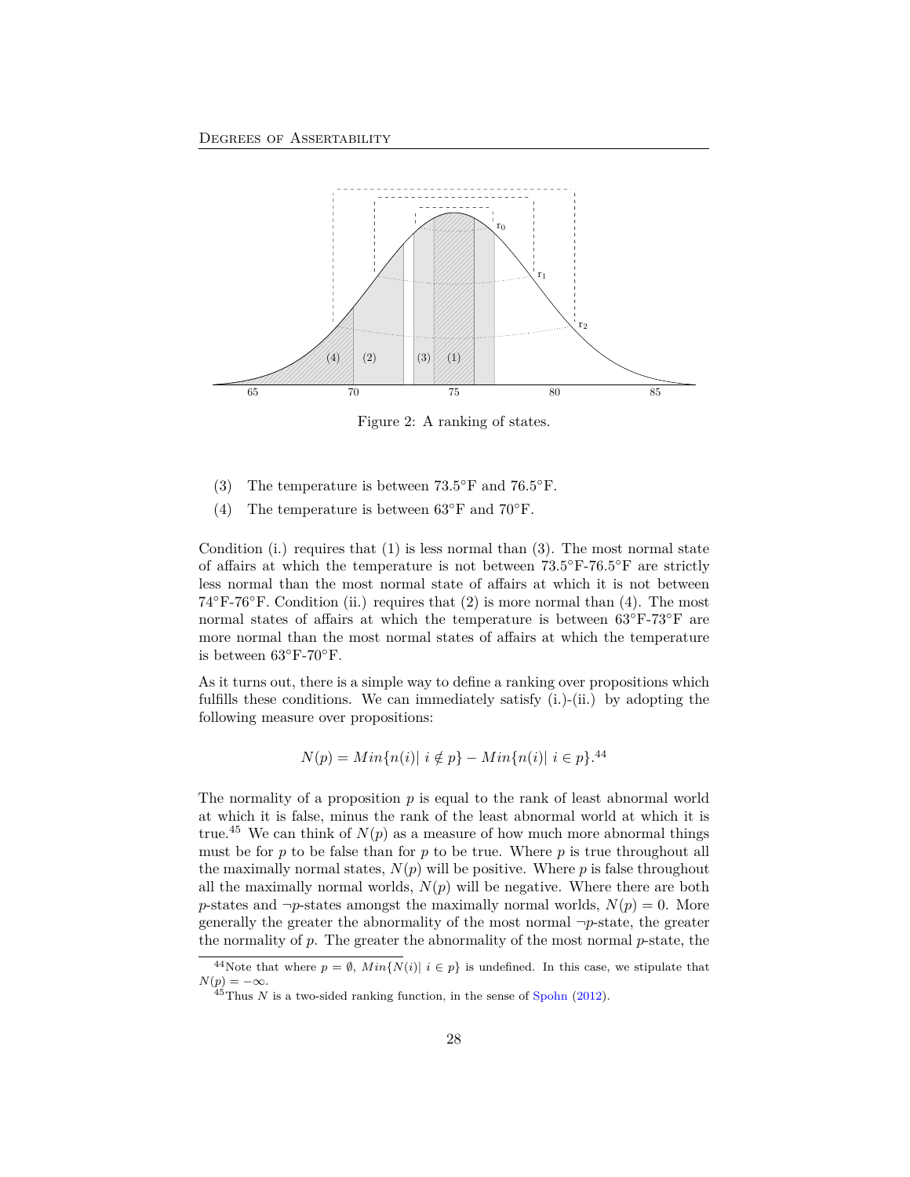Figure 2: A ranking of states.

(3) The temperature is between 73.5°F and 76.5°F.

(4) The temperature is between 63°F and 70°F.

Condition (i.) requires that (1) is less normal than (3). The most normal state of affairs at which the temperature is not between 73.5°F-76.5°F are strictly less normal than the most normal state of affairs at which it is not between 74°F-76°F. Condition (ii.) requires that (2) is more normal than (4). The most normal states of affairs at which the temperature is between 63°F-73°F are more normal than the most normal states of affairs at which the temperature is between 63°F-70°F.

As it turns out, there is a simple way to define a ranking over propositions which fulfills these conditions. We can immediately satisfy (i.)-(ii.) by adopting the following measure over propositions:

$$N(p) = Min\{n(i)|\ i \notin p\} - Min\{n(i)|\ i \in p\}.$$[44]

The normality of a proposition $p$ is equal to the rank of least abnormal world at which it is false, minus the rank of the least abnormal world at which it is true.[45] We can think of $N(p)$ as a measure of how much more abnormal things must be for $p$ to be false than for $p$ to be true. Where $p$ is true throughout all the maximally normal states, $N(p)$ will be positive. Where $p$ is false throughout all the maximally normal worlds, $N(p)$ will be negative. Where there are both $p$-states and $\neg p$-states amongst the maximally normal worlds, $N(p) = 0$. More generally the greater the abnormality of the most normal $\neg p$-state, the greater the normality of $p$. The greater the abnormality of the most normal $p$-state, the

[44] Note that where $p = \emptyset$, $Min\{N(i)|\ i \in p\}$ is undefined. In this case, we stipulate that $N(p) = -\infty$.

[45] Thus $N$ is a two-sided ranking function, in the sense of Spohn (2012).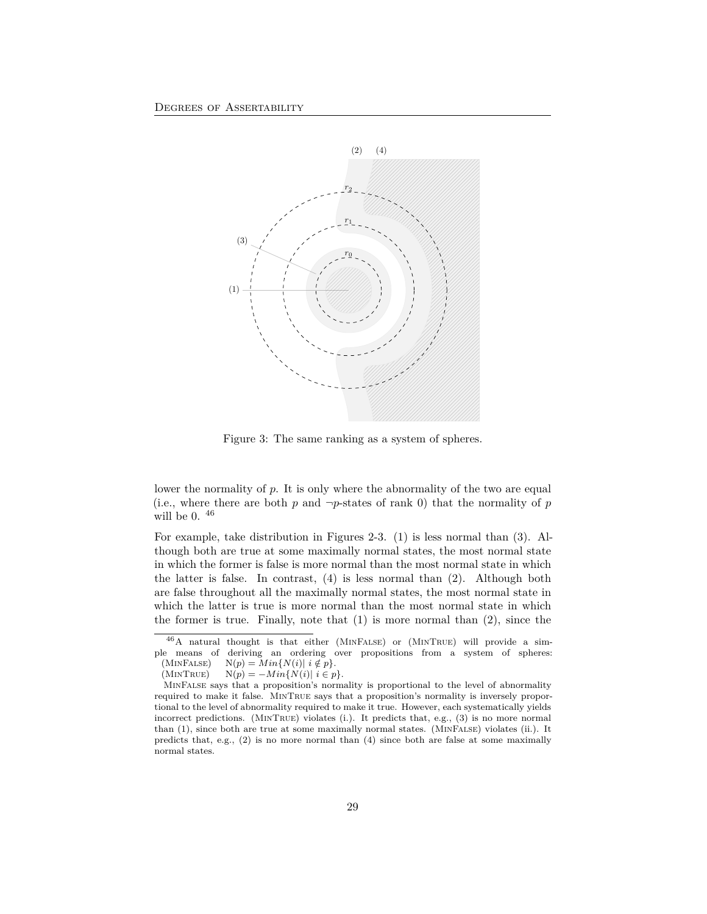Figure 3: The same ranking as a system of spheres.

lower the normality of $p$. It is only where the abnormality of the two are equal (i.e., where there are both $p$ and $\neg p$-states of rank 0) that the normality of $p$ will be 0. [46]

For example, take distribution in Figures 2-3. (1) is less normal than (3). Although both are true at some maximally normal states, the most normal state in which the former is false is more normal than the most normal state in which the latter is false. In contrast, (4) is less normal than (2). Although both are false throughout all the maximally normal states, the most normal state in which the latter is true is more normal than the most normal state in which the former is true. Finally, note that (1) is more normal than (2), since the

---

[46] A natural thought is that either (MinFalse) or (MinTrue) will provide a simple means of deriving an ordering over propositions from a system of spheres:

(MinFalse) $\quad \mathrm{N}(p) = Min\{N(i)|\ i \notin p\}$.

(MinTrue) $\quad \mathrm{N}(p) = -Min\{N(i)|\ i \in p\}$.

MinFalse says that a proposition's normality is proportional to the level of abnormality required to make it false. MinTrue says that a proposition's normality is inversely proportional to the level of abnormality required to make it true. However, each systematically yields incorrect predictions. (MinTrue) violates (i.). It predicts that, e.g., (3) is no more normal than (1), since both are true at some maximally normal states. (MinFalse) violates (ii.). It predicts that, e.g., (2) is no more normal than (4) since both are false at some maximally normal states.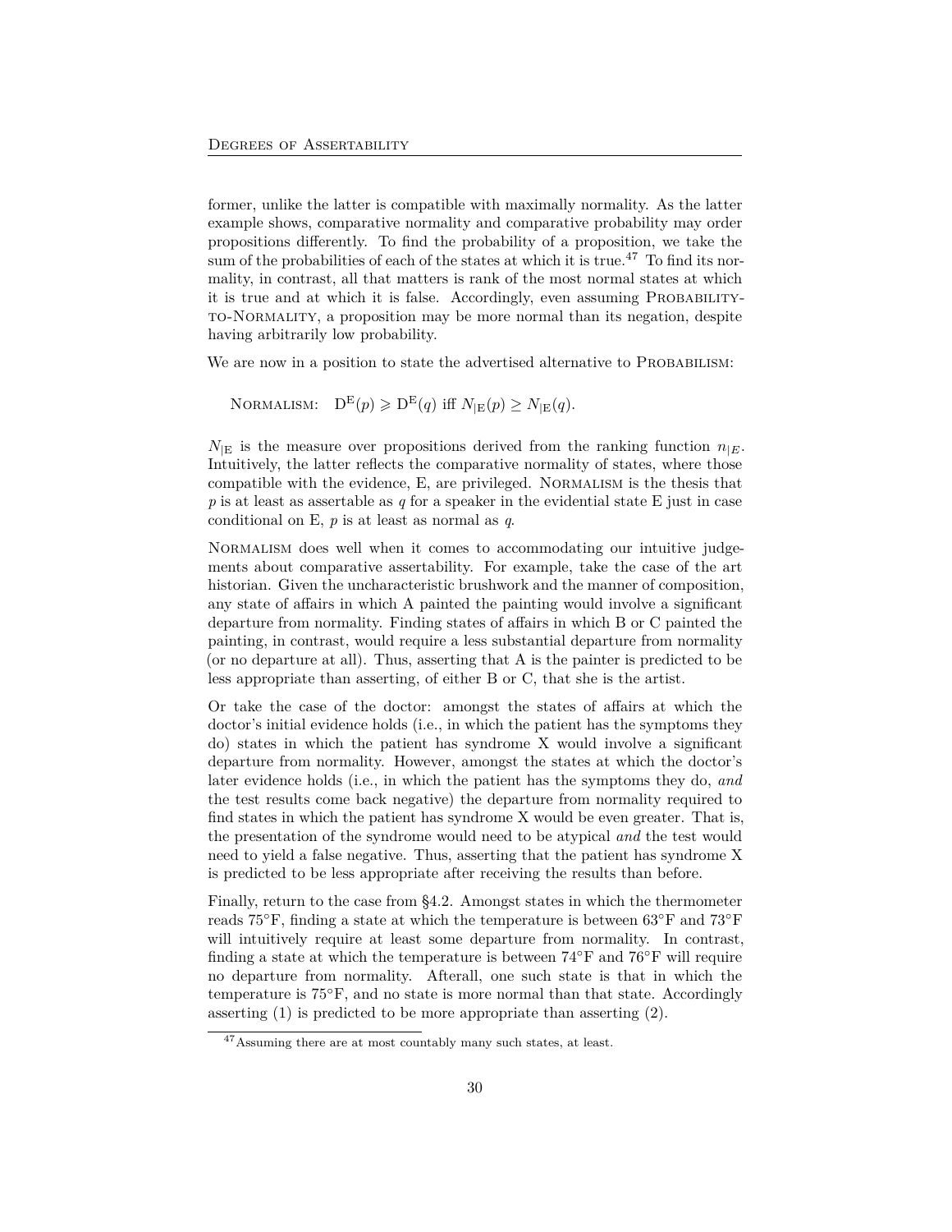former, unlike the latter is compatible with maximally normality. As the latter example shows, comparative normality and comparative probability may order propositions differently. To find the probability of a proposition, we take the sum of the probabilities of each of the states at which it is true.[47] To find its normality, in contrast, all that matters is rank of the most normal states at which it is true and at which it is false. Accordingly, even assuming Probability-to-Normality, a proposition may be more normal than its negation, despite having arbitrarily low probability.

We are now in a position to state the advertised alternative to Probabilism:

Normalism: $\mathrm{D}^{\mathrm{E}}(p) \geqslant \mathrm{D}^{\mathrm{E}}(q)$ iff $N_{|\mathrm{E}}(p) \geq N_{|\mathrm{E}}(q)$.

$N_{|\mathrm{E}}$ is the measure over propositions derived from the ranking function $n_{|E}$. Intuitively, the latter reflects the comparative normality of states, where those compatible with the evidence, E, are privileged. Normalism is the thesis that *p* is at least as assertable as *q* for a speaker in the evidential state E just in case conditional on E, *p* is at least as normal as *q*.

Normalism does well when it comes to accommodating our intuitive judgements about comparative assertability. For example, take the case of the art historian. Given the uncharacteristic brushwork and the manner of composition, any state of affairs in which A painted the painting would involve a significant departure from normality. Finding states of affairs in which B or C painted the painting, in contrast, would require a less substantial departure from normality (or no departure at all). Thus, asserting that A is the painter is predicted to be less appropriate than asserting, of either B or C, that she is the artist.

Or take the case of the doctor: amongst the states of affairs at which the doctor's initial evidence holds (i.e., in which the patient has the symptoms they do) states in which the patient has syndrome X would involve a significant departure from normality. However, amongst the states at which the doctor's later evidence holds (i.e., in which the patient has the symptoms they do, *and* the test results come back negative) the departure from normality required to find states in which the patient has syndrome X would be even greater. That is, the presentation of the syndrome would need to be atypical *and* the test would need to yield a false negative. Thus, asserting that the patient has syndrome X is predicted to be less appropriate after receiving the results than before.

Finally, return to the case from §4.2. Amongst states in which the thermometer reads 75°F, finding a state at which the temperature is between 63°F and 73°F will intuitively require at least some departure from normality. In contrast, finding a state at which the temperature is between 74°F and 76°F will require no departure from normality. Afterall, one such state is that in which the temperature is 75°F, and no state is more normal than that state. Accordingly asserting (1) is predicted to be more appropriate than asserting (2).

[47] Assuming there are at most countably many such states, at least.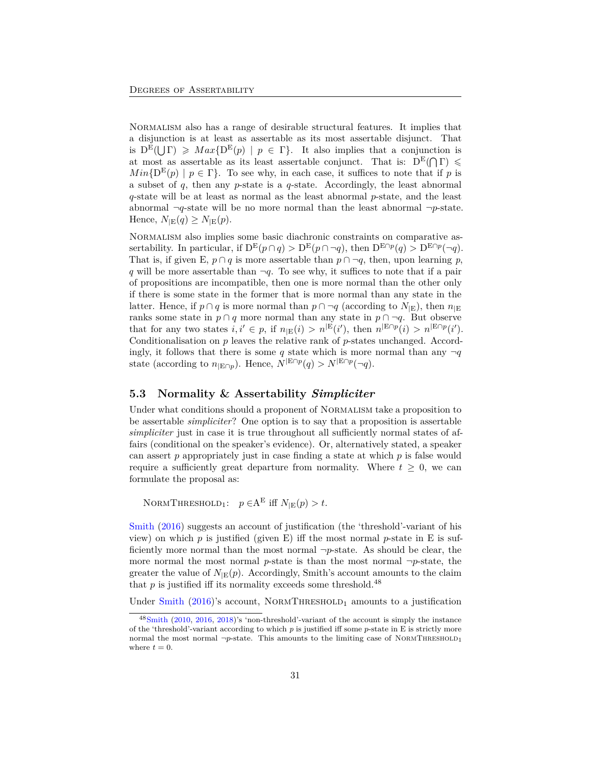Normalism also has a range of desirable structural features. It implies that a disjunction is at least as assertable as its most assertable disjunct. That is $\mathrm{D}^{\mathrm{E}}(\bigcup \Gamma) \geqslant Max\{\mathrm{D}^{\mathrm{E}}(p) \mid p \in \Gamma\}$. It also implies that a conjunction is at most as assertable as its least assertable conjunct. That is: $\mathrm{D}^{\mathrm{E}}(\bigcap \Gamma) \leqslant Min\{\mathrm{D}^{\mathrm{E}}(p) \mid p \in \Gamma\}$. To see why, in each case, it suffices to note that if $p$ is a subset of $q$, then any $p$-state is a $q$-state. Accordingly, the least abnormal $q$-state will be at least as normal as the least abnormal $p$-state, and the least abnormal $\neg q$-state will be no more normal than the least abnormal $\neg p$-state. Hence, $N_{|\mathrm{E}}(q) \geq N_{|\mathrm{E}}(p)$.

Normalism also implies some basic diachronic constraints on comparative assertability. In particular, if $\mathrm{D}^{\mathrm{E}}(p \cap q) > \mathrm{D}^{\mathrm{E}}(p \cap \neg q)$, then $\mathrm{D}^{\mathrm{E}\cap p}(q) > \mathrm{D}^{\mathrm{E}\cap p}(\neg q)$. That is, if given E, $p \cap q$ is more assertable than $p \cap \neg q$, then, upon learning $p$, $q$ will be more assertable than $\neg q$. To see why, it suffices to note that if a pair of propositions are incompatible, then one is more normal than the other only if there is some state in the former that is more normal than any state in the latter. Hence, if $p \cap q$ is more normal than $p \cap \neg q$ (according to $N_{|\mathrm{E}}$), then $n_{|\mathrm{E}}$ ranks some state in $p \cap q$ more normal than any state in $p \cap \neg q$. But observe that for any two states $i, i' \in p$, if $n_{|\mathrm{E}}(i) > n^{|\mathrm{E}}(i')$, then $n^{|\mathrm{E}\cap p}(i) > n^{|\mathrm{E}\cap p}(i')$. Conditionalisation on $p$ leaves the relative rank of $p$-states unchanged. Accordingly, it follows that there is some $q$ state which is more normal than any $\neg q$ state (according to $n_{|\mathrm{E}\cap p}$). Hence, $N^{|\mathrm{E}\cap p}(q) > N^{|\mathrm{E}\cap p}(\neg q)$.

### 5.3 Normality & Assertability *Simpliciter*

Under what conditions should a proponent of Normalism take a proposition to be assertable *simpliciter*? One option is to say that a proposition is assertable *simpliciter* just in case it is true throughout all sufficiently normal states of affairs (conditional on the speaker's evidence). Or, alternatively stated, a speaker can assert $p$ appropriately just in case finding a state at which $p$ is false would require a sufficiently great departure from normality. Where $t \geq 0$, we can formulate the proposal as:

NormThreshold$_1$: $p \in \mathrm{A}^{\mathrm{E}}$ iff $N_{|\mathrm{E}}(p) > t$.

Smith (2016) suggests an account of justification (the 'threshold'-variant of his view) on which $p$ is justified (given E) iff the most normal $p$-state in E is sufficiently more normal than the most normal $\neg p$-state. As should be clear, the more normal the most normal $p$-state is than the most normal $\neg p$-state, the greater the value of $N_{|\mathrm{E}}(p)$. Accordingly, Smith's account amounts to the claim that $p$ is justified iff its normality exceeds some threshold.[48]

Under Smith (2016)'s account, NormThreshold$_1$ amounts to a justification

[48] Smith (2010, 2016, 2018)'s 'non-threshold'-variant of the account is simply the instance of the 'threshold'-variant according to which $p$ is justified iff some $p$-state in E is strictly more normal the most normal $\neg p$-state. This amounts to the limiting case of NormThreshold$_1$ where $t = 0$.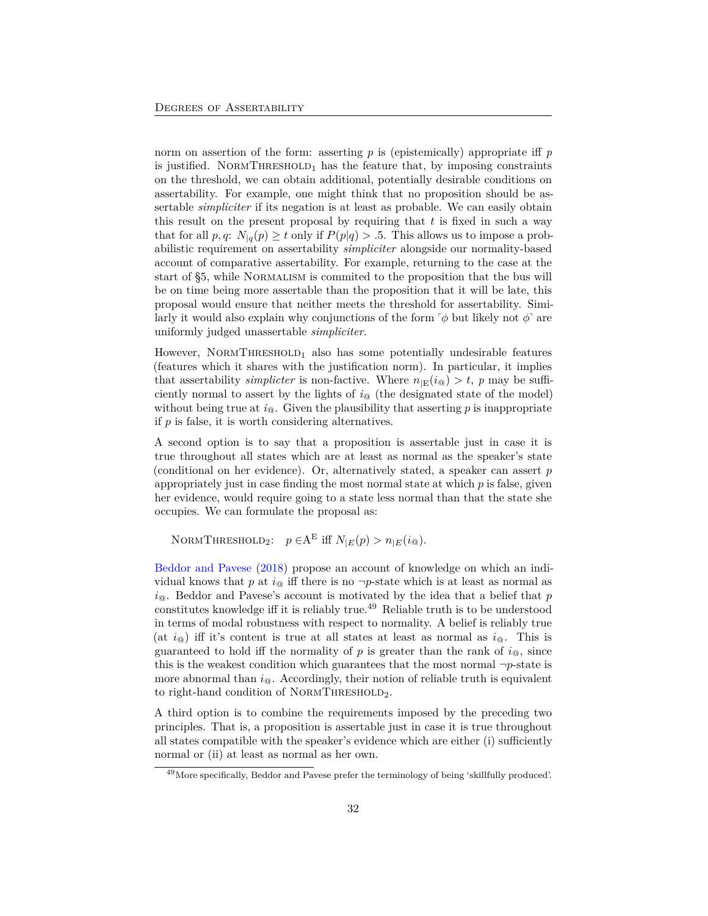norm on assertion of the form: asserting $p$ is (epistemically) appropriate iff $p$ is justified. NormThreshold$_1$ has the feature that, by imposing constraints on the threshold, we can obtain additional, potentially desirable conditions on assertability. For example, one might think that no proposition should be assertable *simpliciter* if its negation is at least as probable. We can easily obtain this result on the present proposal by requiring that $t$ is fixed in such a way that for all $p, q$: $N_{|q}(p) \geq t$ only if $P(p|q) > .5$. This allows us to impose a probabilistic requirement on assertability *simpliciter* alongside our normality-based account of comparative assertability. For example, returning to the case at the start of §5, while Normalism is commited to the proposition that the bus will be on time being more assertable than the proposition that it will be late, this proposal would ensure that neither meets the threshold for assertability. Similarly it would also explain why conjunctions of the form ⌜$\phi$ but likely not $\phi$⌝ are uniformly judged unassertable *simpliciter*.

However, NormThreshold$_1$ also has some potentially undesirable features (features which it shares with the justification norm). In particular, it implies that assertability *simplicter* is non-factive. Where $n_{|\mathrm{E}}(i_@) > t$, $p$ may be sufficiently normal to assert by the lights of $i_@$ (the designated state of the model) without being true at $i_@$. Given the plausibility that asserting $p$ is inappropriate if $p$ is false, it is worth considering alternatives.

A second option is to say that a proposition is assertable just in case it is true throughout all states which are at least as normal as the speaker's state (conditional on her evidence). Or, alternatively stated, a speaker can assert $p$ appropriately just in case finding the most normal state at which $p$ is false, given her evidence, would require going to a state less normal than that the state she occupies. We can formulate the proposal as:

NormThreshold$_2$: $p \in \mathrm{A}^{\mathrm{E}}$ iff $N_{|E}(p) > n_{|E}(i_@)$.

Beddor and Pavese (2018) propose an account of knowledge on which an individual knows that $p$ at $i_@$ iff there is no $\neg p$-state which is at least as normal as $i_@$. Beddor and Pavese's account is motivated by the idea that a belief that $p$ constitutes knowledge iff it is reliably true.[49] Reliable truth is to be understood in terms of modal robustness with respect to normality. A belief is reliably true (at $i_@$) iff it's content is true at all states at least as normal as $i_@$. This is guaranteed to hold iff the normality of $p$ is greater than the rank of $i_@$, since this is the weakest condition which guarantees that the most normal $\neg p$-state is more abnormal than $i_@$. Accordingly, their notion of reliable truth is equivalent to right-hand condition of NormThreshold$_2$.

A third option is to combine the requirements imposed by the preceding two principles. That is, a proposition is assertable just in case it is true throughout all states compatible with the speaker's evidence which are either (i) sufficiently normal or (ii) at least as normal as her own.

[49] More specifically, Beddor and Pavese prefer the terminology of being 'skillfully produced'.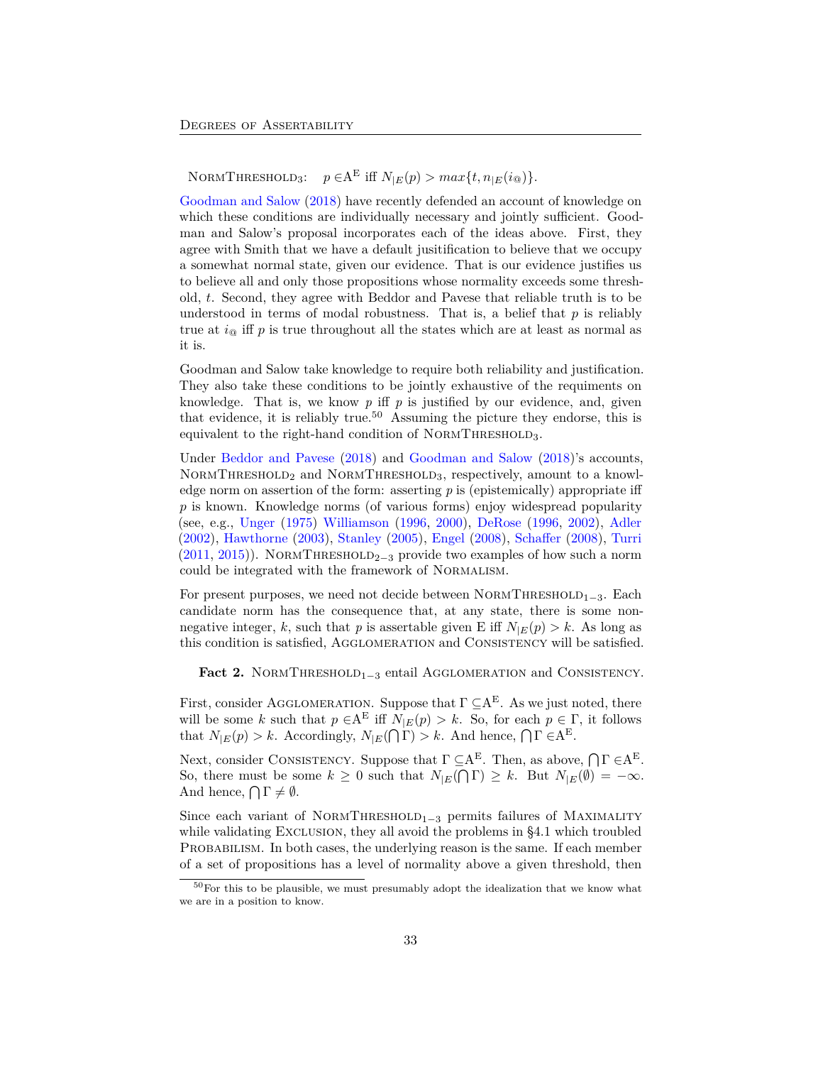NormThreshold$_3$: $p \in A^E$ iff $N_{|E}(p) > max\{t, n_{|E}(i_@)\}$.

Goodman and Salow (2018) have recently defended an account of knowledge on which these conditions are individually necessary and jointly sufficient. Goodman and Salow's proposal incorporates each of the ideas above. First, they agree with Smith that we have a default jusitification to believe that we occupy a somewhat normal state, given our evidence. That is our evidence justifies us to believe all and only those propositions whose normality exceeds some threshold, $t$. Second, they agree with Beddor and Pavese that reliable truth is to be understood in terms of modal robustness. That is, a belief that $p$ is reliably true at $i_@$ iff $p$ is true throughout all the states which are at least as normal as it is.

Goodman and Salow take knowledge to require both reliability and justification. They also take these conditions to be jointly exhaustive of the requiments on knowledge. That is, we know $p$ iff $p$ is justified by our evidence, and, given that evidence, it is reliably true.[50] Assuming the picture they endorse, this is equivalent to the right-hand condition of NormThreshold$_3$.

Under Beddor and Pavese (2018) and Goodman and Salow (2018)'s accounts, NormThreshold$_2$ and NormThreshold$_3$, respectively, amount to a knowledge norm on assertion of the form: asserting $p$ is (epistemically) appropriate iff $p$ is known. Knowledge norms (of various forms) enjoy widespread popularity (see, e.g., Unger (1975) Williamson (1996, 2000), DeRose (1996, 2002), Adler (2002), Hawthorne (2003), Stanley (2005), Engel (2008), Schaffer (2008), Turri (2011, 2015)). NormThreshold$_{2-3}$ provide two examples of how such a norm could be integrated with the framework of Normalism.

For present purposes, we need not decide between NormThreshold$_{1-3}$. Each candidate norm has the consequence that, at any state, there is some non-negative integer, $k$, such that $p$ is assertable given E iff $N_{|E}(p) > k$. As long as this condition is satisfied, Agglomeration and Consistency will be satisfied.

**Fact 2.** NormThreshold$_{1-3}$ entail Agglomeration and Consistency.

First, consider Agglomeration. Suppose that $\Gamma \subseteq A^E$. As we just noted, there will be some $k$ such that $p \in A^E$ iff $N_{|E}(p) > k$. So, for each $p \in \Gamma$, it follows that $N_{|E}(p) > k$. Accordingly, $N_{|E}(\bigcap \Gamma) > k$. And hence, $\bigcap \Gamma \in A^E$.

Next, consider Consistency. Suppose that $\Gamma \subseteq A^E$. Then, as above, $\bigcap \Gamma \in A^E$. So, there must be some $k \geq 0$ such that $N_{|E}(\bigcap \Gamma) \geq k$. But $N_{|E}(\emptyset) = -\infty$. And hence, $\bigcap \Gamma \neq \emptyset$.

Since each variant of NormThreshold$_{1-3}$ permits failures of Maximality while validating Exclusion, they all avoid the problems in §4.1 which troubled Probabilism. In both cases, the underlying reason is the same. If each member of a set of propositions has a level of normality above a given threshold, then

[50] For this to be plausible, we must presumably adopt the idealization that we know what we are in a position to know.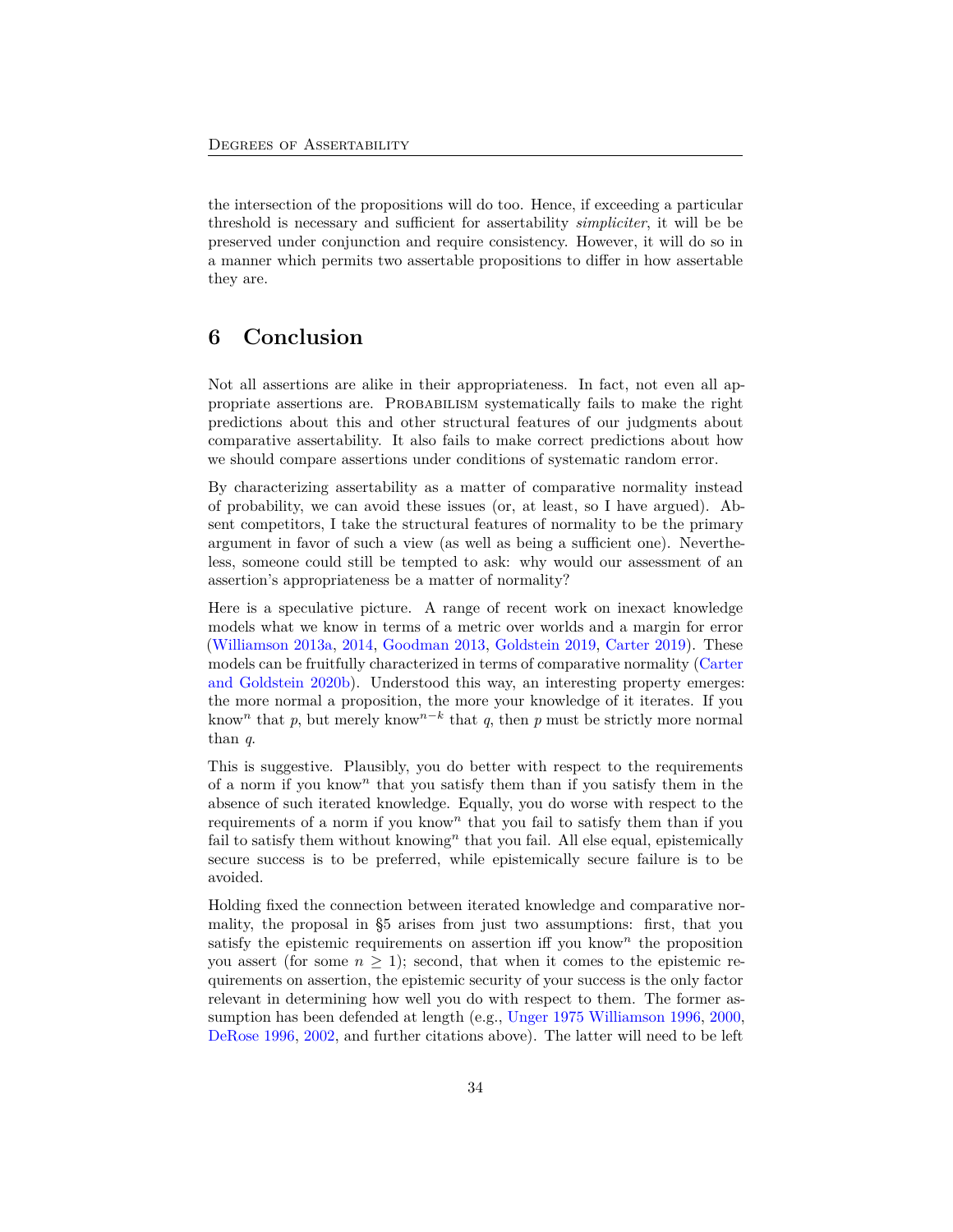the intersection of the propositions will do too. Hence, if exceeding a particular threshold is necessary and sufficient for assertability *simpliciter*, it will be be preserved under conjunction and require consistency. However, it will do so in a manner which permits two assertable propositions to differ in how assertable they are.

## 6 Conclusion

Not all assertions are alike in their appropriateness. In fact, not even all appropriate assertions are. Probabilism systematically fails to make the right predictions about this and other structural features of our judgments about comparative assertability. It also fails to make correct predictions about how we should compare assertions under conditions of systematic random error.

By characterizing assertability as a matter of comparative normality instead of probability, we can avoid these issues (or, at least, so I have argued). Absent competitors, I take the structural features of normality to be the primary argument in favor of such a view (as well as being a sufficient one). Nevertheless, someone could still be tempted to ask: why would our assessment of an assertion's appropriateness be a matter of normality?

Here is a speculative picture. A range of recent work on inexact knowledge models what we know in terms of a metric over worlds and a margin for error (Williamson 2013a, 2014, Goodman 2013, Goldstein 2019, Carter 2019). These models can be fruitfully characterized in terms of comparative normality (Carter and Goldstein 2020b). Understood this way, an interesting property emerges: the more normal a proposition, the more your knowledge of it iterates. If you know$^n$ that $p$, but merely know$^{n-k}$ that $q$, then $p$ must be strictly more normal than $q$.

This is suggestive. Plausibly, you do better with respect to the requirements of a norm if you know$^n$ that you satisfy them than if you satisfy them in the absence of such iterated knowledge. Equally, you do worse with respect to the requirements of a norm if you know$^n$ that you fail to satisfy them than if you fail to satisfy them without knowing$^n$ that you fail. All else equal, epistemically secure success is to be preferred, while epistemically secure failure is to be avoided.

Holding fixed the connection between iterated knowledge and comparative normality, the proposal in §5 arises from just two assumptions: first, that you satisfy the epistemic requirements on assertion iff you know$^n$ the proposition you assert (for some $n \geq 1$); second, that when it comes to the epistemic requirements on assertion, the epistemic security of your success is the only factor relevant in determining how well you do with respect to them. The former assumption has been defended at length (e.g., Unger 1975 Williamson 1996, 2000, DeRose 1996, 2002, and further citations above). The latter will need to be left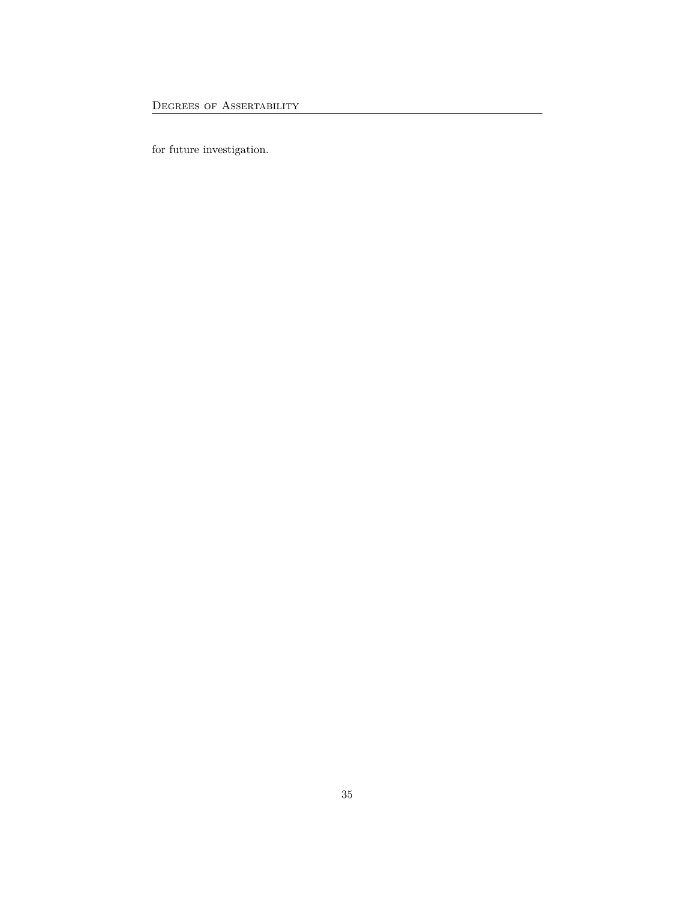for future investigation.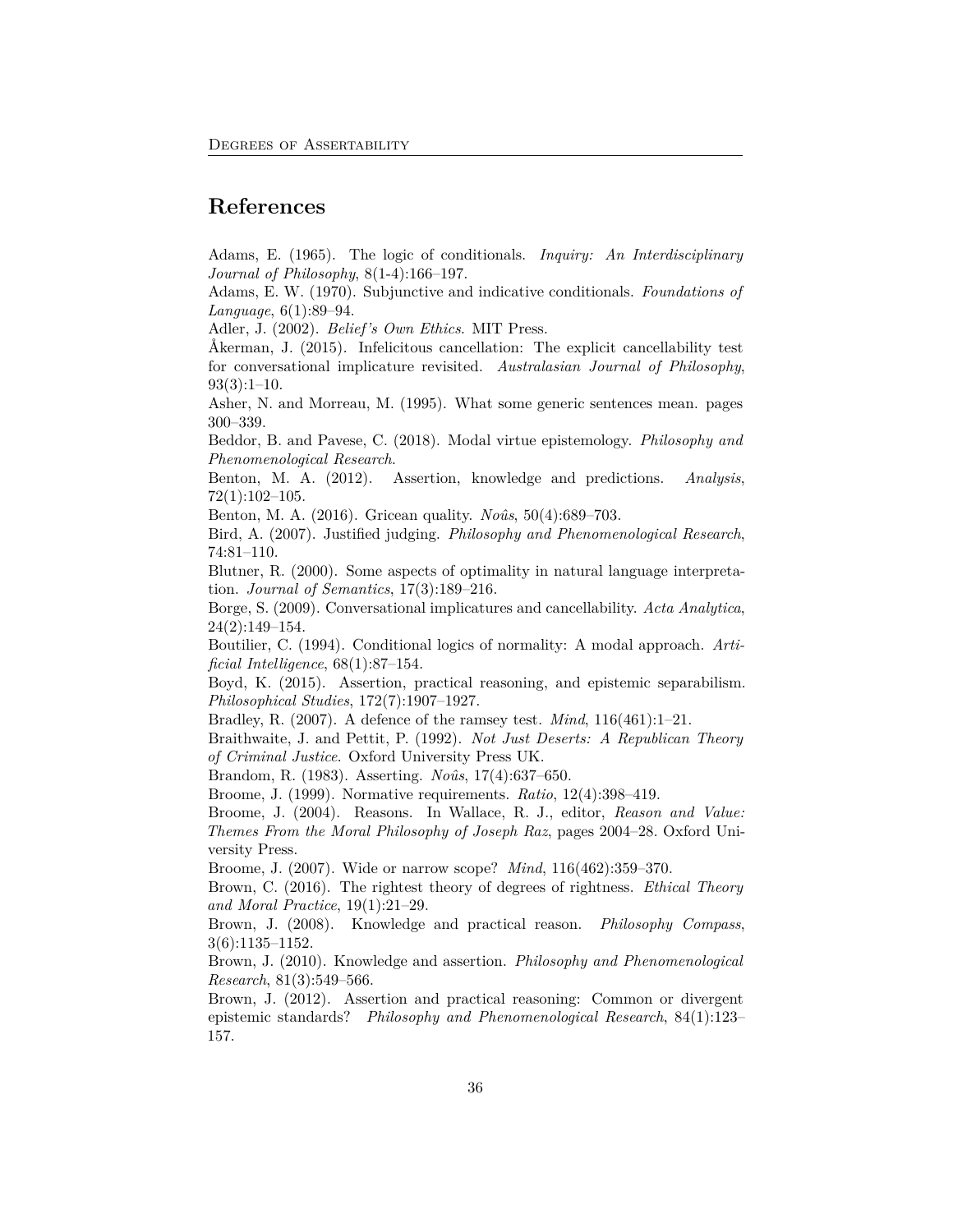# References

Adams, E. (1965). The logic of conditionals. *Inquiry: An Interdisciplinary Journal of Philosophy*, 8(1-4):166–197.

Adams, E. W. (1970). Subjunctive and indicative conditionals. *Foundations of Language*, 6(1):89–94.

Adler, J. (2002). *Belief's Own Ethics*. MIT Press.

Åkerman, J. (2015). Infelicitous cancellation: The explicit cancellability test for conversational implicature revisited. *Australasian Journal of Philosophy*, 93(3):1–10.

Asher, N. and Morreau, M. (1995). What some generic sentences mean. pages 300–339.

Beddor, B. and Pavese, C. (2018). Modal virtue epistemology. *Philosophy and Phenomenological Research*.

Benton, M. A. (2012). Assertion, knowledge and predictions. *Analysis*, 72(1):102–105.

Benton, M. A. (2016). Gricean quality. *Noûs*, 50(4):689–703.

Bird, A. (2007). Justified judging. *Philosophy and Phenomenological Research*, 74:81–110.

Blutner, R. (2000). Some aspects of optimality in natural language interpretation. *Journal of Semantics*, 17(3):189–216.

Borge, S. (2009). Conversational implicatures and cancellability. *Acta Analytica*, 24(2):149–154.

Boutilier, C. (1994). Conditional logics of normality: A modal approach. *Artificial Intelligence*, 68(1):87–154.

Boyd, K. (2015). Assertion, practical reasoning, and epistemic separabilism. *Philosophical Studies*, 172(7):1907–1927.

Bradley, R. (2007). A defence of the ramsey test. *Mind*, 116(461):1–21.

Braithwaite, J. and Pettit, P. (1992). *Not Just Deserts: A Republican Theory of Criminal Justice*. Oxford University Press UK.

Brandom, R. (1983). Asserting. *Noûs*, 17(4):637–650.

Broome, J. (1999). Normative requirements. *Ratio*, 12(4):398–419.

Broome, J. (2004). Reasons. In Wallace, R. J., editor, *Reason and Value: Themes From the Moral Philosophy of Joseph Raz*, pages 2004–28. Oxford University Press.

Broome, J. (2007). Wide or narrow scope? *Mind*, 116(462):359–370.

Brown, C. (2016). The rightest theory of degrees of rightness. *Ethical Theory and Moral Practice*, 19(1):21–29.

Brown, J. (2008). Knowledge and practical reason. *Philosophy Compass*, 3(6):1135–1152.

Brown, J. (2010). Knowledge and assertion. *Philosophy and Phenomenological Research*, 81(3):549–566.

Brown, J. (2012). Assertion and practical reasoning: Common or divergent epistemic standards? *Philosophy and Phenomenological Research*, 84(1):123–157.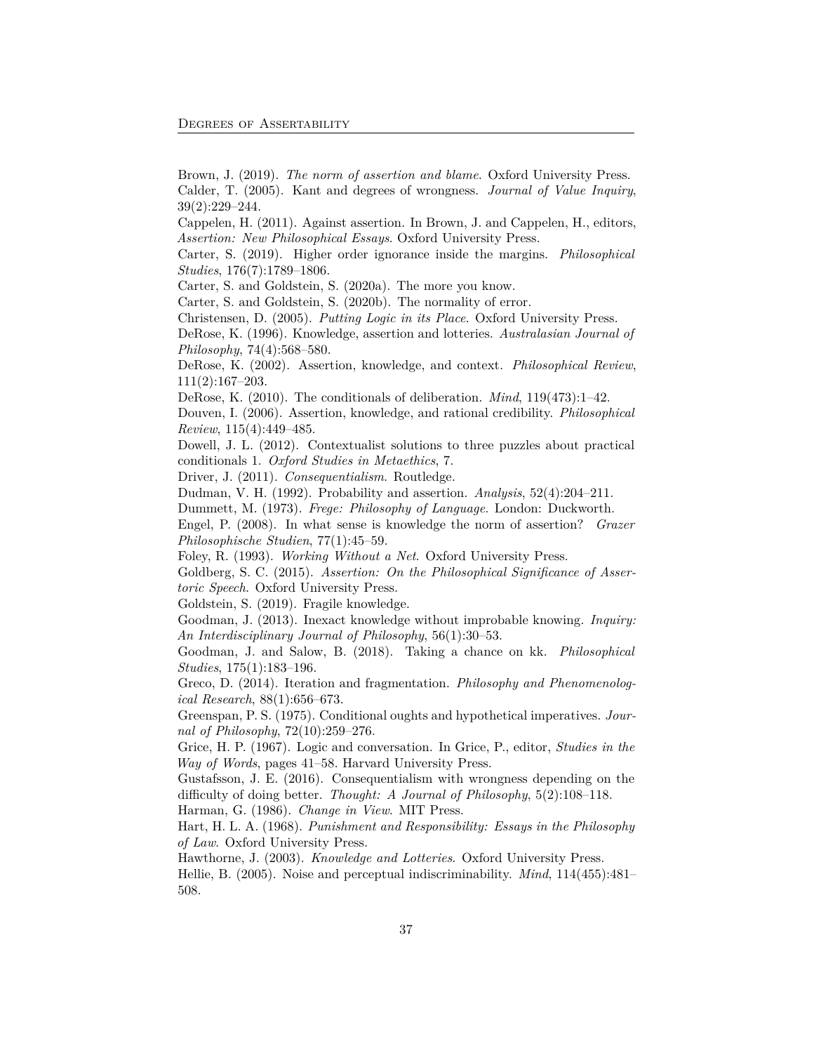Brown, J. (2019). *The norm of assertion and blame*. Oxford University Press.

Calder, T. (2005). Kant and degrees of wrongness. *Journal of Value Inquiry*, 39(2):229–244.

Cappelen, H. (2011). Against assertion. In Brown, J. and Cappelen, H., editors, *Assertion: New Philosophical Essays*. Oxford University Press.

Carter, S. (2019). Higher order ignorance inside the margins. *Philosophical Studies*, 176(7):1789–1806.

Carter, S. and Goldstein, S. (2020a). The more you know.

Carter, S. and Goldstein, S. (2020b). The normality of error.

Christensen, D. (2005). *Putting Logic in its Place*. Oxford University Press.

DeRose, K. (1996). Knowledge, assertion and lotteries. *Australasian Journal of Philosophy*, 74(4):568–580.

DeRose, K. (2002). Assertion, knowledge, and context. *Philosophical Review*, 111(2):167–203.

DeRose, K. (2010). The conditionals of deliberation. *Mind*, 119(473):1–42.

Douven, I. (2006). Assertion, knowledge, and rational credibility. *Philosophical Review*, 115(4):449–485.

Dowell, J. L. (2012). Contextualist solutions to three puzzles about practical conditionals 1. *Oxford Studies in Metaethics*, 7.

Driver, J. (2011). *Consequentialism*. Routledge.

Dudman, V. H. (1992). Probability and assertion. *Analysis*, 52(4):204–211.

Dummett, M. (1973). *Frege: Philosophy of Language*. London: Duckworth.

Engel, P. (2008). In what sense is knowledge the norm of assertion? *Grazer Philosophische Studien*, 77(1):45–59.

Foley, R. (1993). *Working Without a Net*. Oxford University Press.

Goldberg, S. C. (2015). *Assertion: On the Philosophical Significance of Assertoric Speech*. Oxford University Press.

Goldstein, S. (2019). Fragile knowledge.

Goodman, J. (2013). Inexact knowledge without improbable knowing. *Inquiry: An Interdisciplinary Journal of Philosophy*, 56(1):30–53.

Goodman, J. and Salow, B. (2018). Taking a chance on kk. *Philosophical Studies*, 175(1):183–196.

Greco, D. (2014). Iteration and fragmentation. *Philosophy and Phenomenological Research*, 88(1):656–673.

Greenspan, P. S. (1975). Conditional oughts and hypothetical imperatives. *Journal of Philosophy*, 72(10):259–276.

Grice, H. P. (1967). Logic and conversation. In Grice, P., editor, *Studies in the Way of Words*, pages 41–58. Harvard University Press.

Gustafsson, J. E. (2016). Consequentialism with wrongness depending on the difficulty of doing better. *Thought: A Journal of Philosophy*, 5(2):108–118.

Harman, G. (1986). *Change in View*. MIT Press.

Hart, H. L. A. (1968). *Punishment and Responsibility: Essays in the Philosophy of Law*. Oxford University Press.

Hawthorne, J. (2003). *Knowledge and Lotteries*. Oxford University Press.

Hellie, B. (2005). Noise and perceptual indiscriminability. *Mind*, 114(455):481–508.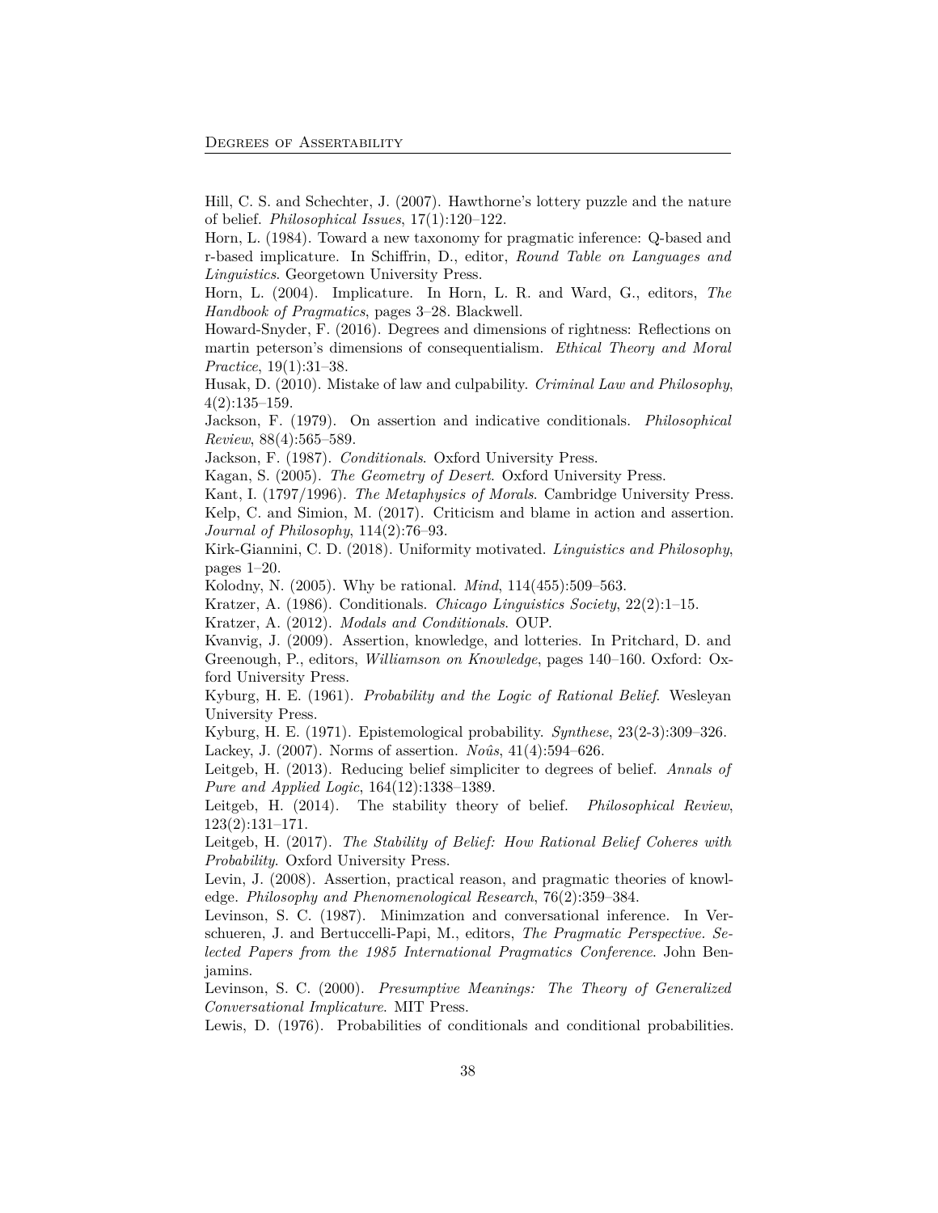Hill, C. S. and Schechter, J. (2007). Hawthorne's lottery puzzle and the nature of belief. *Philosophical Issues*, 17(1):120–122.

Horn, L. (1984). Toward a new taxonomy for pragmatic inference: Q-based and r-based implicature. In Schiffrin, D., editor, *Round Table on Languages and Linguistics*. Georgetown University Press.

Horn, L. (2004). Implicature. In Horn, L. R. and Ward, G., editors, *The Handbook of Pragmatics*, pages 3–28. Blackwell.

Howard-Snyder, F. (2016). Degrees and dimensions of rightness: Reflections on martin peterson's dimensions of consequentialism. *Ethical Theory and Moral Practice*, 19(1):31–38.

Husak, D. (2010). Mistake of law and culpability. *Criminal Law and Philosophy*, 4(2):135–159.

Jackson, F. (1979). On assertion and indicative conditionals. *Philosophical Review*, 88(4):565–589.

Jackson, F. (1987). *Conditionals*. Oxford University Press.

Kagan, S. (2005). *The Geometry of Desert*. Oxford University Press.

Kant, I. (1797/1996). *The Metaphysics of Morals*. Cambridge University Press.

Kelp, C. and Simion, M. (2017). Criticism and blame in action and assertion. *Journal of Philosophy*, 114(2):76–93.

Kirk-Giannini, C. D. (2018). Uniformity motivated. *Linguistics and Philosophy*, pages 1–20.

Kolodny, N. (2005). Why be rational. *Mind*, 114(455):509–563.

Kratzer, A. (1986). Conditionals. *Chicago Linguistics Society*, 22(2):1–15.

Kratzer, A. (2012). *Modals and Conditionals*. OUP.

Kvanvig, J. (2009). Assertion, knowledge, and lotteries. In Pritchard, D. and Greenough, P., editors, *Williamson on Knowledge*, pages 140–160. Oxford: Oxford University Press.

Kyburg, H. E. (1961). *Probability and the Logic of Rational Belief*. Wesleyan University Press.

Kyburg, H. E. (1971). Epistemological probability. *Synthese*, 23(2-3):309–326.

Lackey, J. (2007). Norms of assertion. *Noûs*, 41(4):594–626.

Leitgeb, H. (2013). Reducing belief simpliciter to degrees of belief. *Annals of Pure and Applied Logic*, 164(12):1338–1389.

Leitgeb, H. (2014). The stability theory of belief. *Philosophical Review*, 123(2):131–171.

Leitgeb, H. (2017). *The Stability of Belief: How Rational Belief Coheres with Probability*. Oxford University Press.

Levin, J. (2008). Assertion, practical reason, and pragmatic theories of knowledge. *Philosophy and Phenomenological Research*, 76(2):359–384.

Levinson, S. C. (1987). Minimzation and conversational inference. In Verschueren, J. and Bertuccelli-Papi, M., editors, *The Pragmatic Perspective. Selected Papers from the 1985 International Pragmatics Conference*. John Benjamins.

Levinson, S. C. (2000). *Presumptive Meanings: The Theory of Generalized Conversational Implicature*. MIT Press.

Lewis, D. (1976). Probabilities of conditionals and conditional probabilities.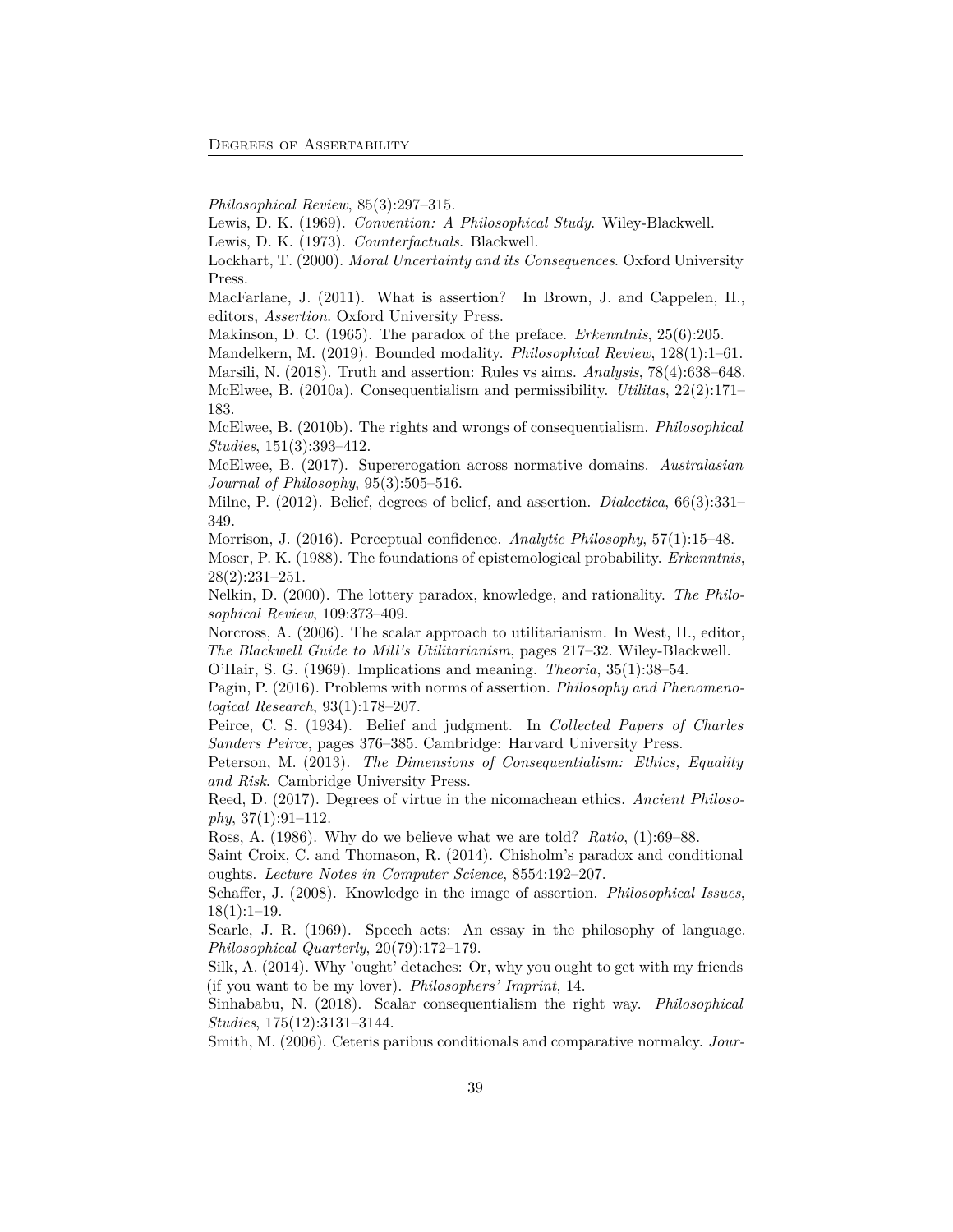*Philosophical Review*, 85(3):297–315.

Lewis, D. K. (1969). *Convention: A Philosophical Study*. Wiley-Blackwell.

Lewis, D. K. (1973). *Counterfactuals*. Blackwell.

Lockhart, T. (2000). *Moral Uncertainty and its Consequences*. Oxford University Press.

MacFarlane, J. (2011). What is assertion? In Brown, J. and Cappelen, H., editors, *Assertion*. Oxford University Press.

Makinson, D. C. (1965). The paradox of the preface. *Erkenntnis*, 25(6):205.

Mandelkern, M. (2019). Bounded modality. *Philosophical Review*, 128(1):1–61.

Marsili, N. (2018). Truth and assertion: Rules vs aims. *Analysis*, 78(4):638–648.

McElwee, B. (2010a). Consequentialism and permissibility. *Utilitas*, 22(2):171–183.

McElwee, B. (2010b). The rights and wrongs of consequentialism. *Philosophical Studies*, 151(3):393–412.

McElwee, B. (2017). Supererogation across normative domains. *Australasian Journal of Philosophy*, 95(3):505–516.

Milne, P. (2012). Belief, degrees of belief, and assertion. *Dialectica*, 66(3):331–349.

Morrison, J. (2016). Perceptual confidence. *Analytic Philosophy*, 57(1):15–48.

Moser, P. K. (1988). The foundations of epistemological probability. *Erkenntnis*, 28(2):231–251.

Nelkin, D. (2000). The lottery paradox, knowledge, and rationality. *The Philosophical Review*, 109:373–409.

Norcross, A. (2006). The scalar approach to utilitarianism. In West, H., editor, *The Blackwell Guide to Mill's Utilitarianism*, pages 217–32. Wiley-Blackwell.

O'Hair, S. G. (1969). Implications and meaning. *Theoria*, 35(1):38–54.

Pagin, P. (2016). Problems with norms of assertion. *Philosophy and Phenomenological Research*, 93(1):178–207.

Peirce, C. S. (1934). Belief and judgment. In *Collected Papers of Charles Sanders Peirce*, pages 376–385. Cambridge: Harvard University Press.

Peterson, M. (2013). *The Dimensions of Consequentialism: Ethics, Equality and Risk*. Cambridge University Press.

Reed, D. (2017). Degrees of virtue in the nicomachean ethics. *Ancient Philosophy*, 37(1):91–112.

Ross, A. (1986). Why do we believe what we are told? *Ratio*, (1):69–88.

Saint Croix, C. and Thomason, R. (2014). Chisholm's paradox and conditional oughts. *Lecture Notes in Computer Science*, 8554:192–207.

Schaffer, J. (2008). Knowledge in the image of assertion. *Philosophical Issues*, 18(1):1–19.

Searle, J. R. (1969). Speech acts: An essay in the philosophy of language. *Philosophical Quarterly*, 20(79):172–179.

Silk, A. (2014). Why 'ought' detaches: Or, why you ought to get with my friends (if you want to be my lover). *Philosophers' Imprint*, 14.

Sinhababu, N. (2018). Scalar consequentialism the right way. *Philosophical Studies*, 175(12):3131–3144.

Smith, M. (2006). Ceteris paribus conditionals and comparative normalcy. *Jour-*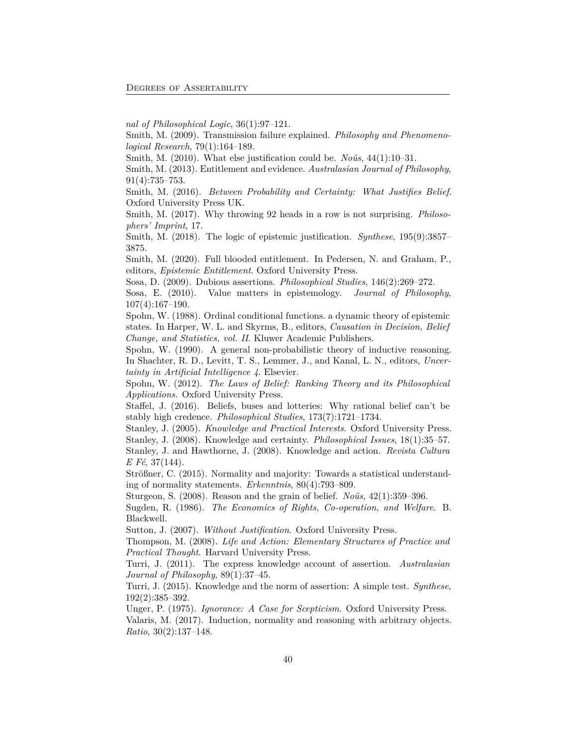*nal of Philosophical Logic*, 36(1):97–121.

Smith, M. (2009). Transmission failure explained. *Philosophy and Phenomenological Research*, 79(1):164–189.

Smith, M. (2010). What else justification could be. *Noûs*, 44(1):10–31.

Smith, M. (2013). Entitlement and evidence. *Australasian Journal of Philosophy*, 91(4):735–753.

Smith, M. (2016). *Between Probability and Certainty: What Justifies Belief*. Oxford University Press UK.

Smith, M. (2017). Why throwing 92 heads in a row is not surprising. *Philosophers' Imprint*, 17.

Smith, M. (2018). The logic of epistemic justification. *Synthese*, 195(9):3857–3875.

Smith, M. (2020). Full blooded entitlement. In Pedersen, N. and Graham, P., editors, *Epistemic Entitlement*. Oxford University Press.

Sosa, D. (2009). Dubious assertions. *Philosophical Studies*, 146(2):269–272.

Sosa, E. (2010). Value matters in epistemology. *Journal of Philosophy*, 107(4):167–190.

Spohn, W. (1988). Ordinal conditional functions. a dynamic theory of epistemic states. In Harper, W. L. and Skyrms, B., editors, *Causation in Decision, Belief Change, and Statistics, vol. II*. Kluwer Academic Publishers.

Spohn, W. (1990). A general non-probabilistic theory of inductive reasoning. In Shachter, R. D., Levitt, T. S., Lemmer, J., and Kanal, L. N., editors, *Uncertainty in Artificial Intelligence 4*. Elsevier.

Spohn, W. (2012). *The Laws of Belief: Ranking Theory and its Philosophical Applications*. Oxford University Press.

Staffel, J. (2016). Beliefs, buses and lotteries: Why rational belief can't be stably high credence. *Philosophical Studies*, 173(7):1721–1734.

Stanley, J. (2005). *Knowledge and Practical Interests*. Oxford University Press.

Stanley, J. (2008). Knowledge and certainty. *Philosophical Issues*, 18(1):35–57.

Stanley, J. and Hawthorne, J. (2008). Knowledge and action. *Revista Cultura E Fé*, 37(144).

Strößner, C. (2015). Normality and majority: Towards a statistical understanding of normality statements. *Erkenntnis*, 80(4):793–809.

Sturgeon, S. (2008). Reason and the grain of belief. *Noûs*, 42(1):359–396.

Sugden, R. (1986). *The Economics of Rights, Co-operation, and Welfare*. B. Blackwell.

Sutton, J. (2007). *Without Justification*. Oxford University Press.

Thompson, M. (2008). *Life and Action: Elementary Structures of Practice and Practical Thought*. Harvard University Press.

Turri, J. (2011). The express knowledge account of assertion. *Australasian Journal of Philosophy*, 89(1):37–45.

Turri, J. (2015). Knowledge and the norm of assertion: A simple test. *Synthese*, 192(2):385–392.

Unger, P. (1975). *Ignorance: A Case for Scepticism*. Oxford University Press.

Valaris, M. (2017). Induction, normality and reasoning with arbitrary objects. *Ratio*, 30(2):137–148.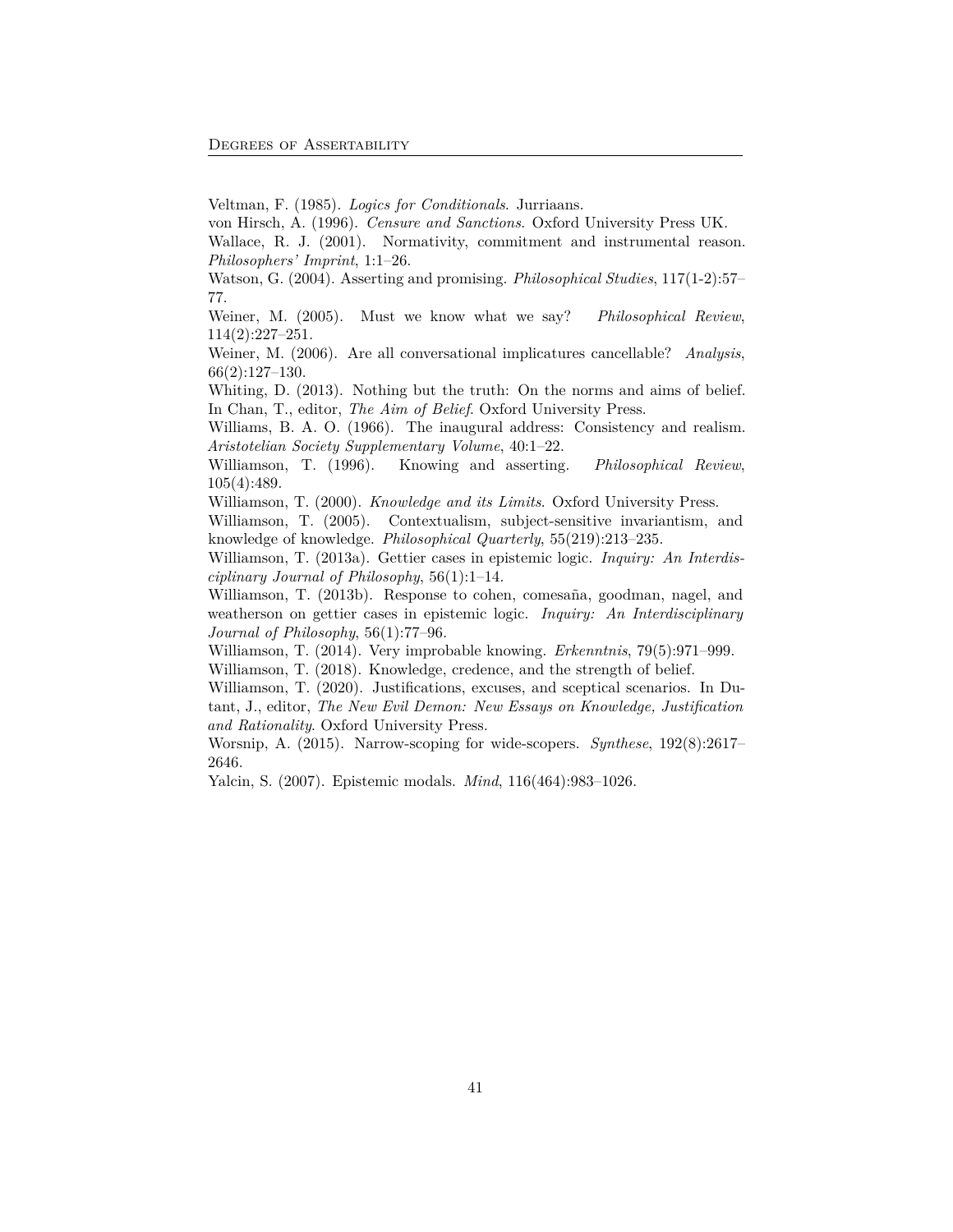Veltman, F. (1985). *Logics for Conditionals*. Jurriaans.

von Hirsch, A. (1996). *Censure and Sanctions*. Oxford University Press UK.

Wallace, R. J. (2001). Normativity, commitment and instrumental reason. *Philosophers' Imprint*, 1:1–26.

Watson, G. (2004). Asserting and promising. *Philosophical Studies*, 117(1-2):57–77.

Weiner, M. (2005). Must we know what we say? *Philosophical Review*, 114(2):227–251.

Weiner, M. (2006). Are all conversational implicatures cancellable? *Analysis*, 66(2):127–130.

Whiting, D. (2013). Nothing but the truth: On the norms and aims of belief. In Chan, T., editor, *The Aim of Belief*. Oxford University Press.

Williams, B. A. O. (1966). The inaugural address: Consistency and realism. *Aristotelian Society Supplementary Volume*, 40:1–22.

Williamson, T. (1996). Knowing and asserting. *Philosophical Review*, 105(4):489.

Williamson, T. (2000). *Knowledge and its Limits*. Oxford University Press.

Williamson, T. (2005). Contextualism, subject-sensitive invariantism, and knowledge of knowledge. *Philosophical Quarterly*, 55(219):213–235.

Williamson, T. (2013a). Gettier cases in epistemic logic. *Inquiry: An Interdisciplinary Journal of Philosophy*, 56(1):1–14.

Williamson, T. (2013b). Response to cohen, comesaña, goodman, nagel, and weatherson on gettier cases in epistemic logic. *Inquiry: An Interdisciplinary Journal of Philosophy*, 56(1):77–96.

Williamson, T. (2014). Very improbable knowing. *Erkenntnis*, 79(5):971–999.

Williamson, T. (2018). Knowledge, credence, and the strength of belief.

Williamson, T. (2020). Justifications, excuses, and sceptical scenarios. In Dutant, J., editor, *The New Evil Demon: New Essays on Knowledge, Justification and Rationality*. Oxford University Press.

Worsnip, A. (2015). Narrow-scoping for wide-scopers. *Synthese*, 192(8):2617–2646.

Yalcin, S. (2007). Epistemic modals. *Mind*, 116(464):983–1026.